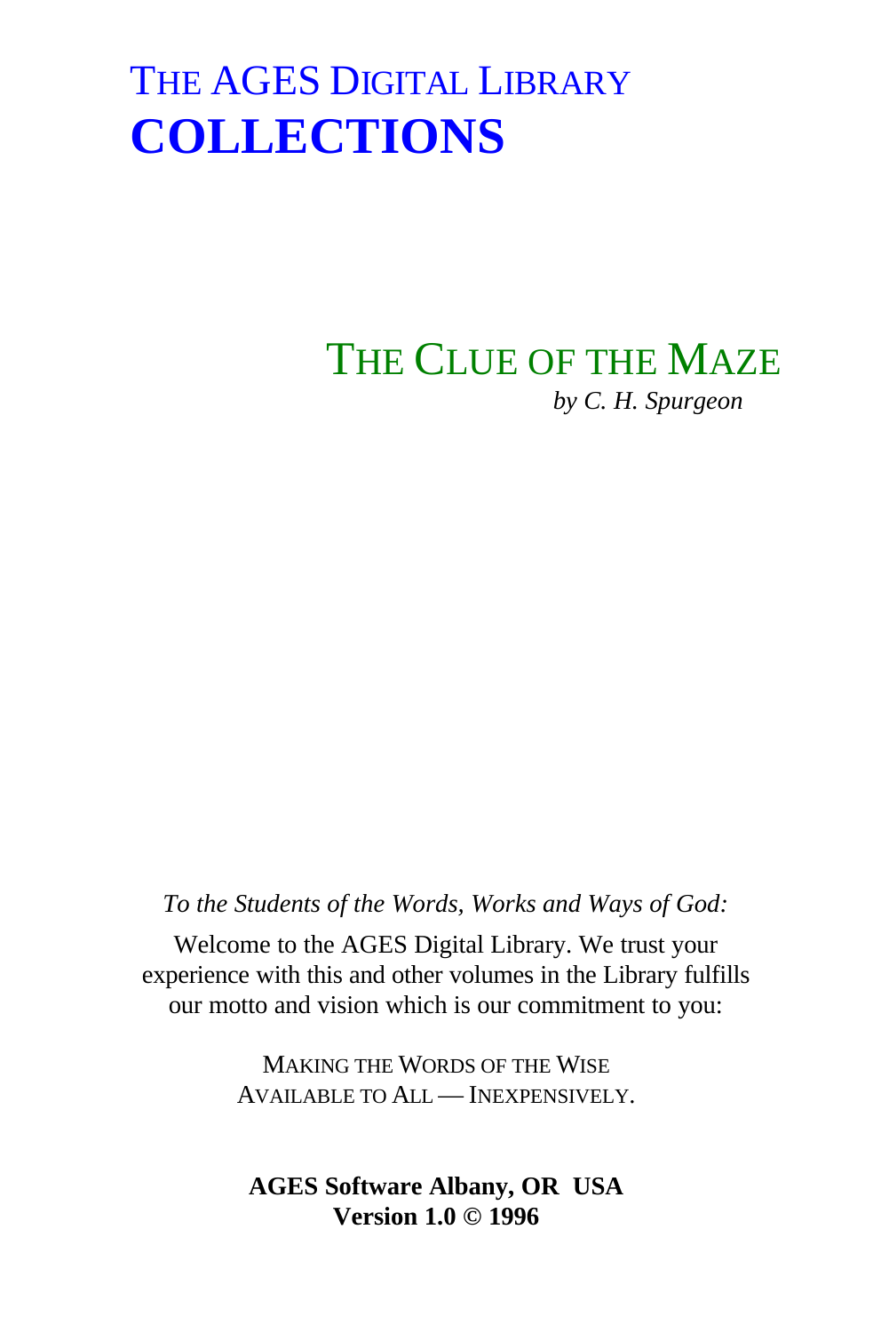# THE AGES DIGITAL LIBRARY
# COLLECTIONS

## THE CLUE OF THE MAZE

*by C. H. Spurgeon*

*To the Students of the Words, Works and Ways of God:*

Welcome to the AGES Digital Library. We trust your experience with this and other volumes in the Library fulfills our motto and vision which is our commitment to you:

MAKING THE WORDS OF THE WISE
AVAILABLE TO ALL — INEXPENSIVELY.

**AGES Software Albany, OR USA**
**Version 1.0 © 1996**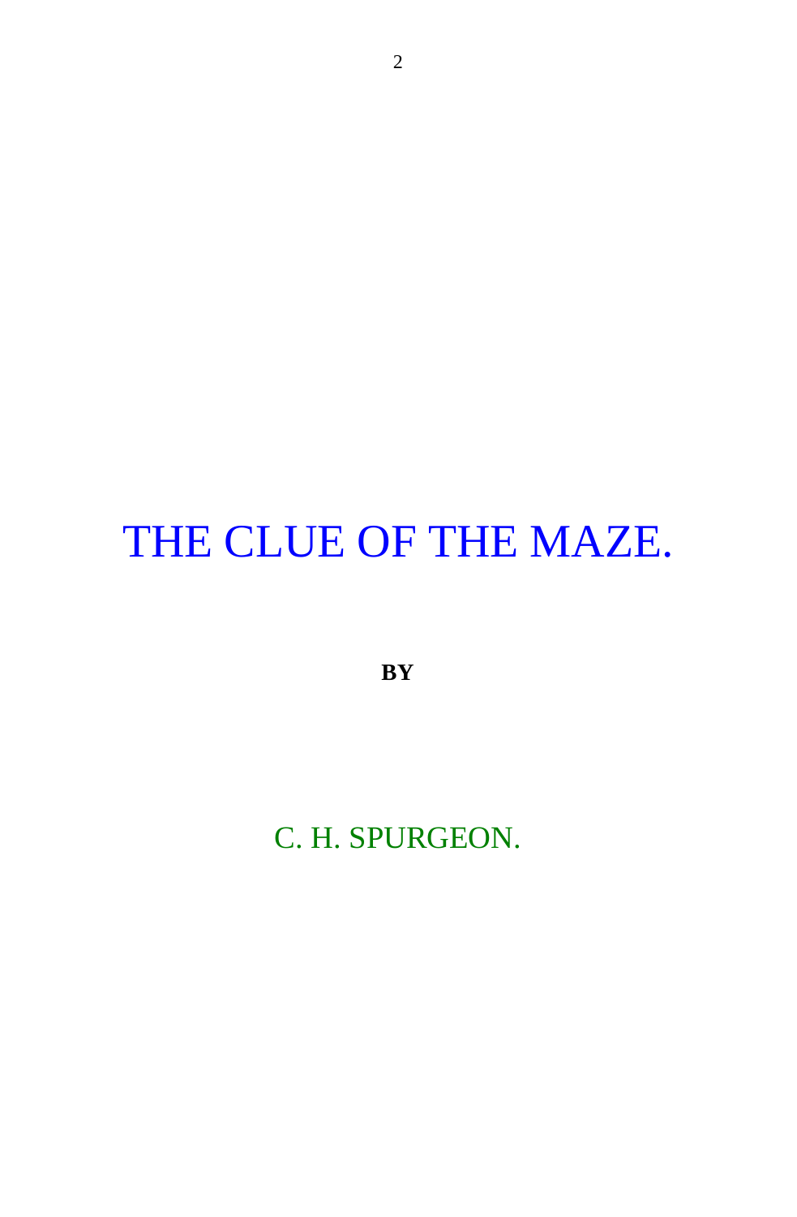# THE CLUE OF THE MAZE.

**BY**

C. H. SPURGEON.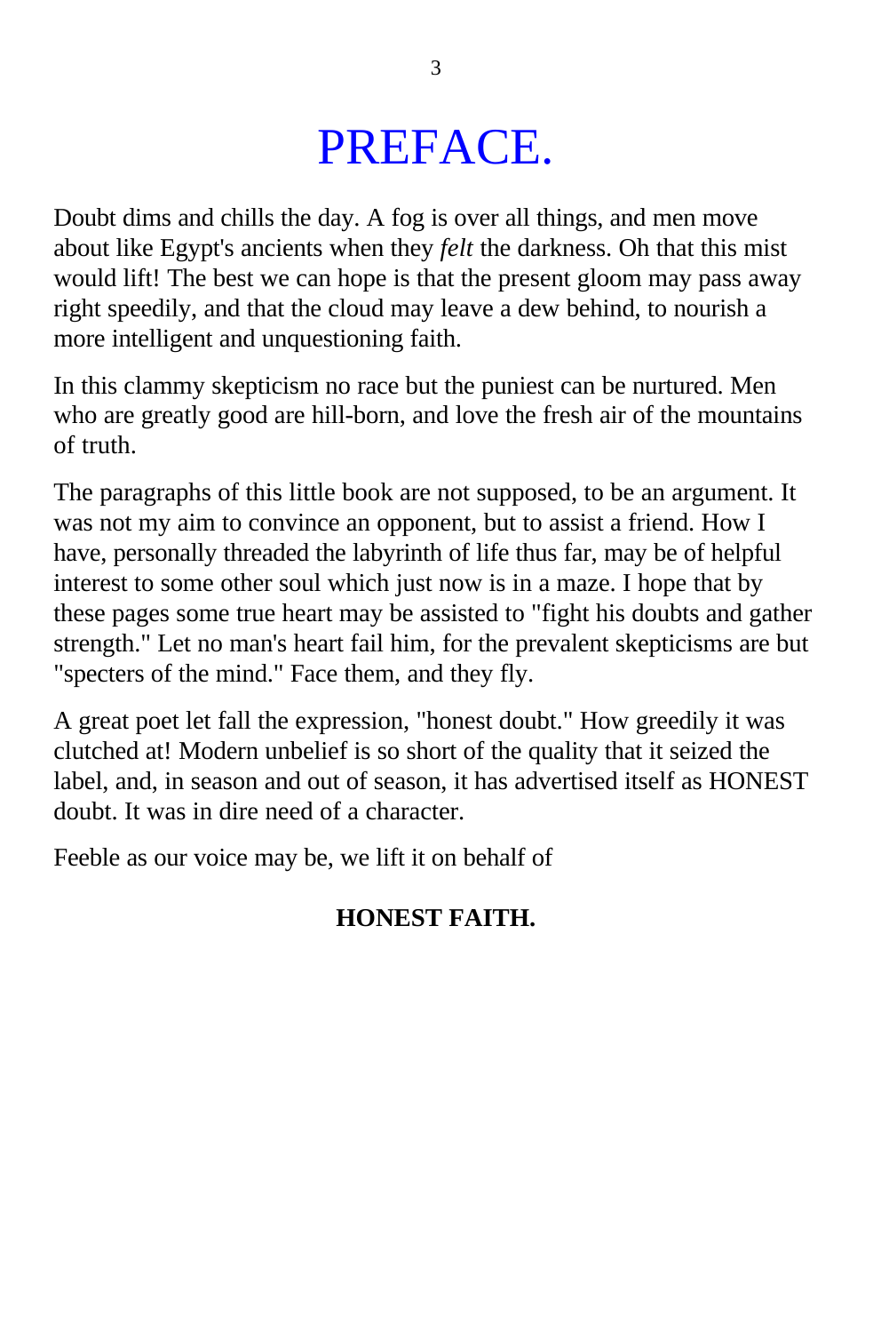# PREFACE.

Doubt dims and chills the day. A fog is over all things, and men move about like Egypt's ancients when they *felt* the darkness. Oh that this mist would lift! The best we can hope is that the present gloom may pass away right speedily, and that the cloud may leave a dew behind, to nourish a more intelligent and unquestioning faith.

In this clammy skepticism no race but the puniest can be nurtured. Men who are greatly good are hill-born, and love the fresh air of the mountains of truth.

The paragraphs of this little book are not supposed, to be an argument. It was not my aim to convince an opponent, but to assist a friend. How I have, personally threaded the labyrinth of life thus far, may be of helpful interest to some other soul which just now is in a maze. I hope that by these pages some true heart may be assisted to "fight his doubts and gather strength." Let no man's heart fail him, for the prevalent skepticisms are but "specters of the mind." Face them, and they fly.

A great poet let fall the expression, "honest doubt." How greedily it was clutched at! Modern unbelief is so short of the quality that it seized the label, and, in season and out of season, it has advertised itself as HONEST doubt. It was in dire need of a character.

Feeble as our voice may be, we lift it on behalf of

**HONEST FAITH.**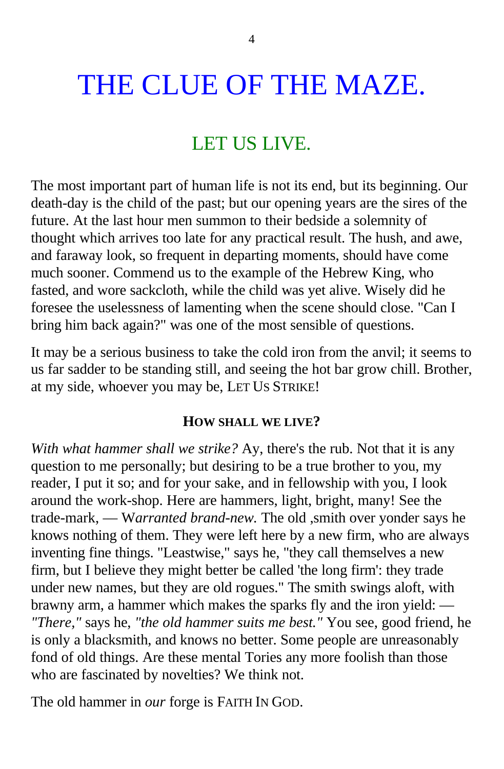# THE CLUE OF THE MAZE.

## LET US LIVE.

The most important part of human life is not its end, but its beginning. Our death-day is the child of the past; but our opening years are the sires of the future. At the last hour men summon to their bedside a solemnity of thought which arrives too late for any practical result. The hush, and awe, and faraway look, so frequent in departing moments, should have come much sooner. Commend us to the example of the Hebrew King, who fasted, and wore sackcloth, while the child was yet alive. Wisely did he foresee the uselessness of lamenting when the scene should close. "Can I bring him back again?" was one of the most sensible of questions.

It may be a serious business to take the cold iron from the anvil; it seems to us far sadder to be standing still, and seeing the hot bar grow chill. Brother, at my side, whoever you may be, LET US STRIKE!

### HOW SHALL WE LIVE?

*With what hammer shall we strike?* Ay, there's the rub. Not that it is any question to me personally; but desiring to be a true brother to you, my reader, I put it so; and for your sake, and in fellowship with you, I look around the work-shop. Here are hammers, light, bright, many! See the trade-mark, — W*arranted brand-new.* The old ,smith over yonder says he knows nothing of them. They were left here by a new firm, who are always inventing fine things. "Leastwise," says he, "they call themselves a new firm, but I believe they might better be called 'the long firm': they trade under new names, but they are old rogues." The smith swings aloft, with brawny arm, a hammer which makes the sparks fly and the iron yield: — *"There,"* says he, *"the old hammer suits me best."* You see, good friend, he is only a blacksmith, and knows no better. Some people are unreasonably fond of old things. Are these mental Tories any more foolish than those who are fascinated by novelties? We think not.

The old hammer in *our* forge is FAITH IN GOD.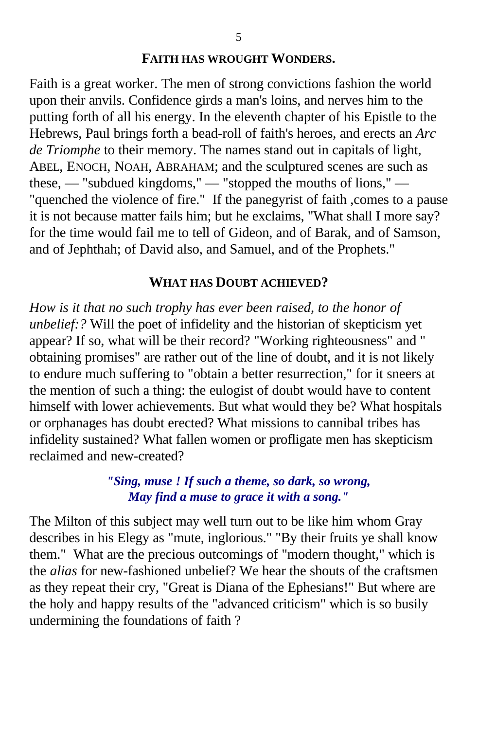## FAITH HAS WROUGHT WONDERS.

Faith is a great worker. The men of strong convictions fashion the world upon their anvils. Confidence girds a man's loins, and nerves him to the putting forth of all his energy. In the eleventh chapter of his Epistle to the Hebrews, Paul brings forth a bead-roll of faith's heroes, and erects an *Arc de Triomphe* to their memory. The names stand out in capitals of light, ABEL, ENOCH, NOAH, ABRAHAM; and the sculptured scenes are such as these, — "subdued kingdoms," — "stopped the mouths of lions," — "quenched the violence of fire." If the panegyrist of faith ,comes to a pause it is not because matter fails him; but he exclaims, "What shall I more say? for the time would fail me to tell of Gideon, and of Barak, and of Samson, and of Jephthah; of David also, and Samuel, and of the Prophets."

## WHAT HAS DOUBT ACHIEVED?

*How is it that no such trophy has ever been raised, to the honor of unbelief:?* Will the poet of infidelity and the historian of skepticism yet appear? If so, what will be their record? "Working righteousness" and " obtaining promises" are rather out of the line of doubt, and it is not likely to endure much suffering to "obtain a better resurrection," for it sneers at the mention of such a thing: the eulogist of doubt would have to content himself with lower achievements. But what would they be? What hospitals or orphanages has doubt erected? What missions to cannibal tribes has infidelity sustained? What fallen women or profligate men has skepticism reclaimed and new-created?

***"Sing, muse ! If such a theme, so dark, so wrong,***
***May find a muse to grace it with a song."***

The Milton of this subject may well turn out to be like him whom Gray describes in his Elegy as "mute, inglorious." "By their fruits ye shall know them." What are the precious outcomings of "modern thought," which is the *alias* for new-fashioned unbelief? We hear the shouts of the craftsmen as they repeat their cry, "Great is Diana of the Ephesians!" But where are the holy and happy results of the "advanced criticism" which is so busily undermining the foundations of faith ?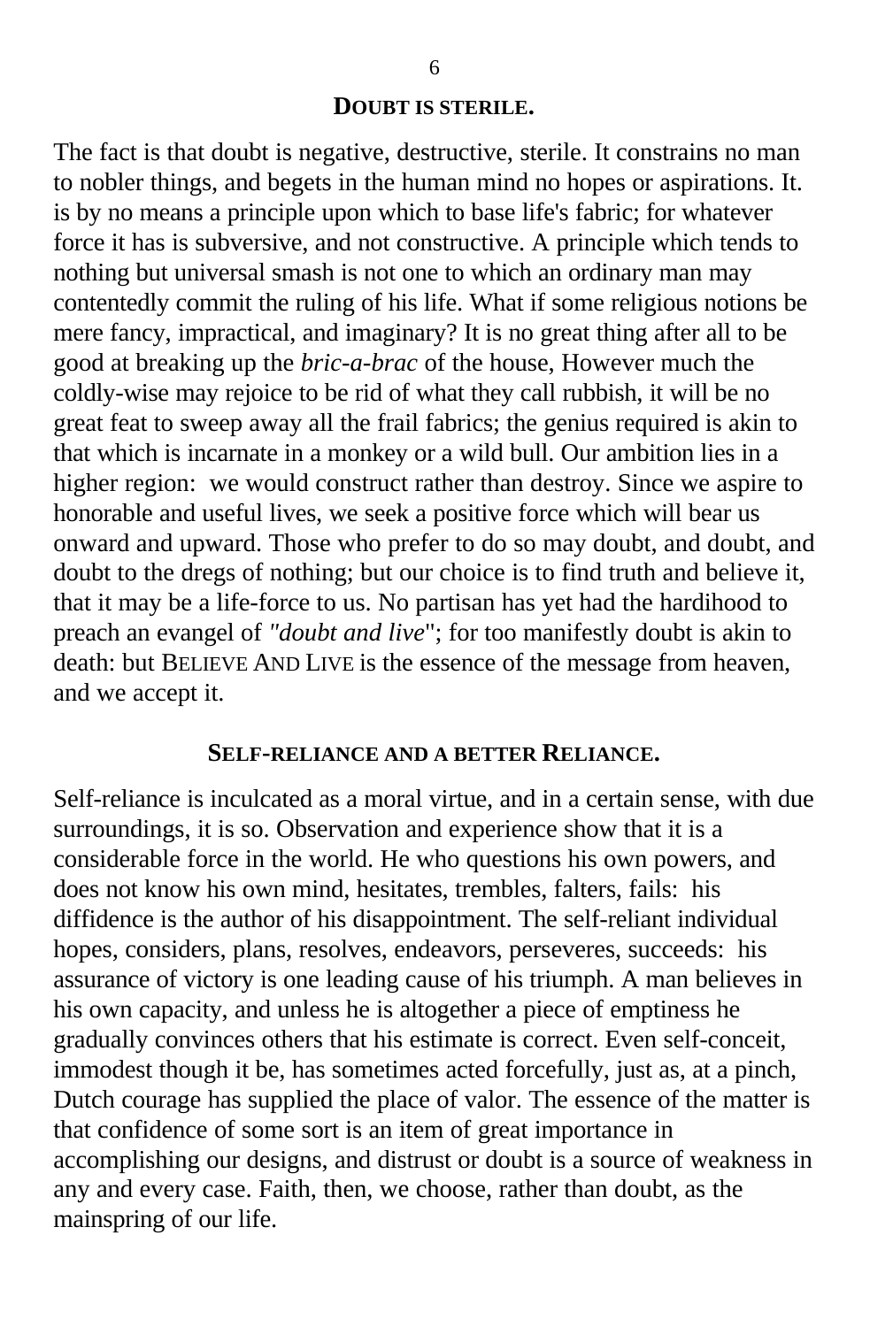## DOUBT IS STERILE.

The fact is that doubt is negative, destructive, sterile. It constrains no man to nobler things, and begets in the human mind no hopes or aspirations. It. is by no means a principle upon which to base life's fabric; for whatever force it has is subversive, and not constructive. A principle which tends to nothing but universal smash is not one to which an ordinary man may contentedly commit the ruling of his life. What if some religious notions be mere fancy, impractical, and imaginary? It is no great thing after all to be good at breaking up the *bric-a-brac* of the house, However much the coldly-wise may rejoice to be rid of what they call rubbish, it will be no great feat to sweep away all the frail fabrics; the genius required is akin to that which is incarnate in a monkey or a wild bull. Our ambition lies in a higher region: we would construct rather than destroy. Since we aspire to honorable and useful lives, we seek a positive force which will bear us onward and upward. Those who prefer to do so may doubt, and doubt, and doubt to the dregs of nothing; but our choice is to find truth and believe it, that it may be a life-force to us. No partisan has yet had the hardihood to preach an evangel of *"doubt and live*"; for too manifestly doubt is akin to death: but BELIEVE AND LIVE is the essence of the message from heaven, and we accept it.

## SELF-RELIANCE AND A BETTER RELIANCE.

Self-reliance is inculcated as a moral virtue, and in a certain sense, with due surroundings, it is so. Observation and experience show that it is a considerable force in the world. He who questions his own powers, and does not know his own mind, hesitates, trembles, falters, fails: his diffidence is the author of his disappointment. The self-reliant individual hopes, considers, plans, resolves, endeavors, perseveres, succeeds: his assurance of victory is one leading cause of his triumph. A man believes in his own capacity, and unless he is altogether a piece of emptiness he gradually convinces others that his estimate is correct. Even self-conceit, immodest though it be, has sometimes acted forcefully, just as, at a pinch, Dutch courage has supplied the place of valor. The essence of the matter is that confidence of some sort is an item of great importance in accomplishing our designs, and distrust or doubt is a source of weakness in any and every case. Faith, then, we choose, rather than doubt, as the mainspring of our life.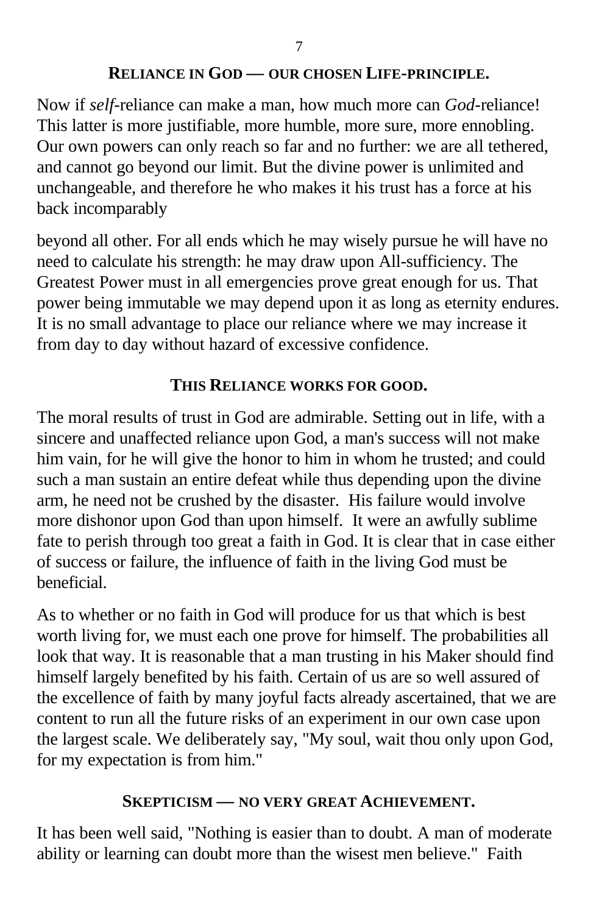### RELIANCE IN GOD — OUR CHOSEN LIFE-PRINCIPLE.

Now if *self*-reliance can make a man, how much more can *God*-reliance! This latter is more justifiable, more humble, more sure, more ennobling. Our own powers can only reach so far and no further: we are all tethered, and cannot go beyond our limit. But the divine power is unlimited and unchangeable, and therefore he who makes it his trust has a force at his back incomparably

beyond all other. For all ends which he may wisely pursue he will have no need to calculate his strength: he may draw upon All-sufficiency. The Greatest Power must in all emergencies prove great enough for us. That power being immutable we may depend upon it as long as eternity endures. It is no small advantage to place our reliance where we may increase it from day to day without hazard of excessive confidence.

### THIS RELIANCE WORKS FOR GOOD.

The moral results of trust in God are admirable. Setting out in life, with a sincere and unaffected reliance upon God, a man's success will not make him vain, for he will give the honor to him in whom he trusted; and could such a man sustain an entire defeat while thus depending upon the divine arm, he need not be crushed by the disaster. His failure would involve more dishonor upon God than upon himself. It were an awfully sublime fate to perish through too great a faith in God. It is clear that in case either of success or failure, the influence of faith in the living God must be beneficial.

As to whether or no faith in God will produce for us that which is best worth living for, we must each one prove for himself. The probabilities all look that way. It is reasonable that a man trusting in his Maker should find himself largely benefited by his faith. Certain of us are so well assured of the excellence of faith by many joyful facts already ascertained, that we are content to run all the future risks of an experiment in our own case upon the largest scale. We deliberately say, "My soul, wait thou only upon God, for my expectation is from him."

### SKEPTICISM — NO VERY GREAT ACHIEVEMENT.

It has been well said, "Nothing is easier than to doubt. A man of moderate ability or learning can doubt more than the wisest men believe." Faith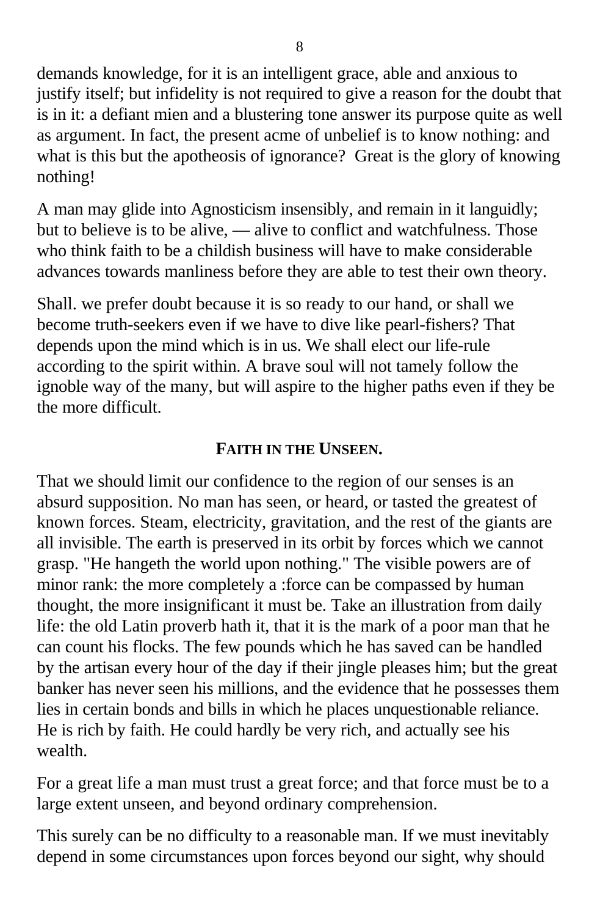demands knowledge, for it is an intelligent grace, able and anxious to justify itself; but infidelity is not required to give a reason for the doubt that is in it: a defiant mien and a blustering tone answer its purpose quite as well as argument. In fact, the present acme of unbelief is to know nothing: and what is this but the apotheosis of ignorance? Great is the glory of knowing nothing!

A man may glide into Agnosticism insensibly, and remain in it languidly; but to believe is to be alive, — alive to conflict and watchfulness. Those who think faith to be a childish business will have to make considerable advances towards manliness before they are able to test their own theory.

Shall. we prefer doubt because it is so ready to our hand, or shall we become truth-seekers even if we have to dive like pearl-fishers? That depends upon the mind which is in us. We shall elect our life-rule according to the spirit within. A brave soul will not tamely follow the ignoble way of the many, but will aspire to the higher paths even if they be the more difficult.

## FAITH IN THE UNSEEN.

That we should limit our confidence to the region of our senses is an absurd supposition. No man has seen, or heard, or tasted the greatest of known forces. Steam, electricity, gravitation, and the rest of the giants are all invisible. The earth is preserved in its orbit by forces which we cannot grasp. "He hangeth the world upon nothing." The visible powers are of minor rank: the more completely a :force can be compassed by human thought, the more insignificant it must be. Take an illustration from daily life: the old Latin proverb hath it, that it is the mark of a poor man that he can count his flocks. The few pounds which he has saved can be handled by the artisan every hour of the day if their jingle pleases him; but the great banker has never seen his millions, and the evidence that he possesses them lies in certain bonds and bills in which he places unquestionable reliance. He is rich by faith. He could hardly be very rich, and actually see his wealth.

For a great life a man must trust a great force; and that force must be to a large extent unseen, and beyond ordinary comprehension.

This surely can be no difficulty to a reasonable man. If we must inevitably depend in some circumstances upon forces beyond our sight, why should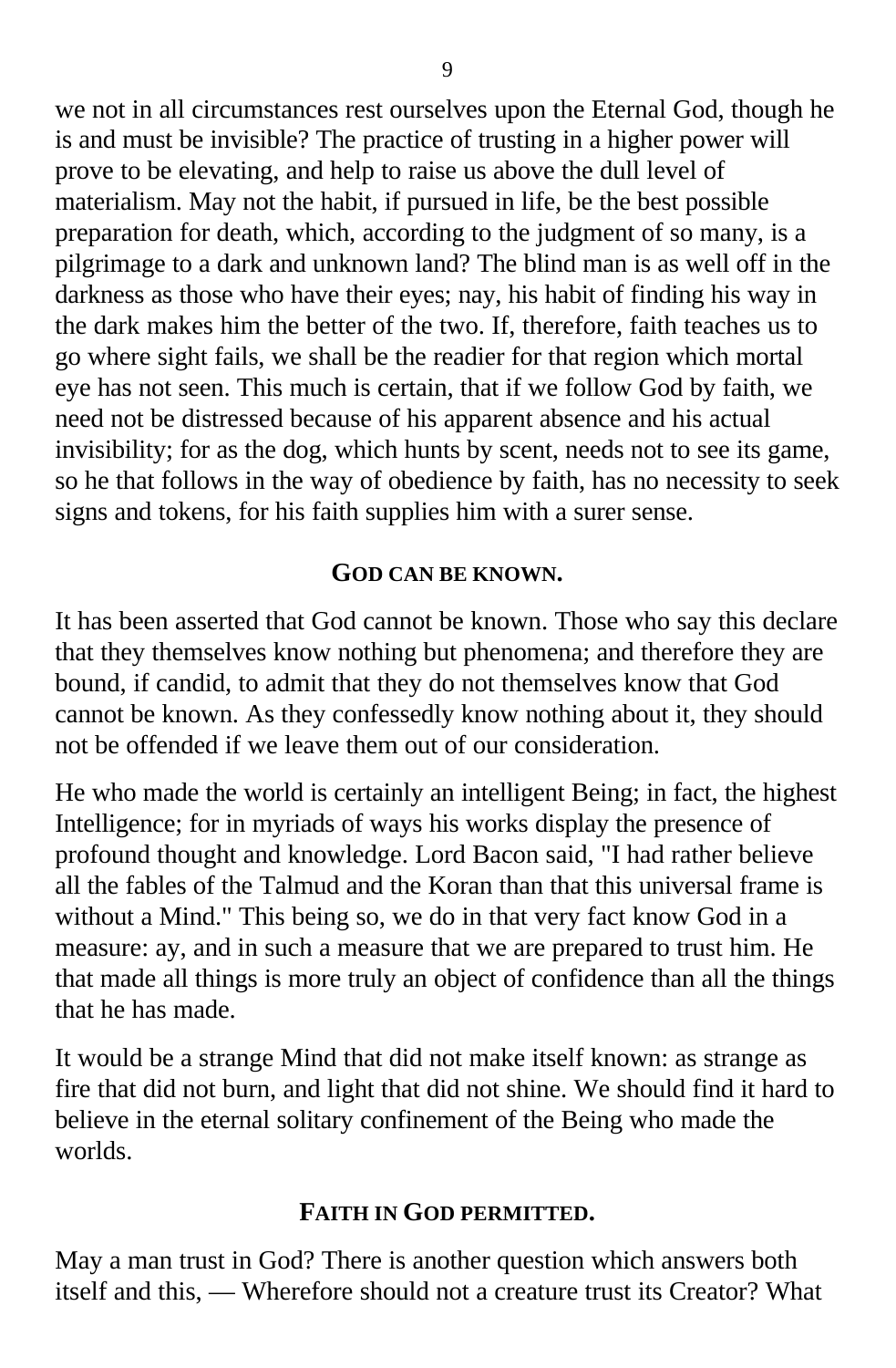we not in all circumstances rest ourselves upon the Eternal God, though he is and must be invisible? The practice of trusting in a higher power will prove to be elevating, and help to raise us above the dull level of materialism. May not the habit, if pursued in life, be the best possible preparation for death, which, according to the judgment of so many, is a pilgrimage to a dark and unknown land? The blind man is as well off in the darkness as those who have their eyes; nay, his habit of finding his way in the dark makes him the better of the two. If, therefore, faith teaches us to go where sight fails, we shall be the readier for that region which mortal eye has not seen. This much is certain, that if we follow God by faith, we need not be distressed because of his apparent absence and his actual invisibility; for as the dog, which hunts by scent, needs not to see its game, so he that follows in the way of obedience by faith, has no necessity to seek signs and tokens, for his faith supplies him with a surer sense.

### GOD CAN BE KNOWN.

It has been asserted that God cannot be known. Those who say this declare that they themselves know nothing but phenomena; and therefore they are bound, if candid, to admit that they do not themselves know that God cannot be known. As they confessedly know nothing about it, they should not be offended if we leave them out of our consideration.

He who made the world is certainly an intelligent Being; in fact, the highest Intelligence; for in myriads of ways his works display the presence of profound thought and knowledge. Lord Bacon said, "I had rather believe all the fables of the Talmud and the Koran than that this universal frame is without a Mind." This being so, we do in that very fact know God in a measure: ay, and in such a measure that we are prepared to trust him. He that made all things is more truly an object of confidence than all the things that he has made.

It would be a strange Mind that did not make itself known: as strange as fire that did not burn, and light that did not shine. We should find it hard to believe in the eternal solitary confinement of the Being who made the worlds.

### FAITH IN GOD PERMITTED.

May a man trust in God? There is another question which answers both itself and this, — Wherefore should not a creature trust its Creator? What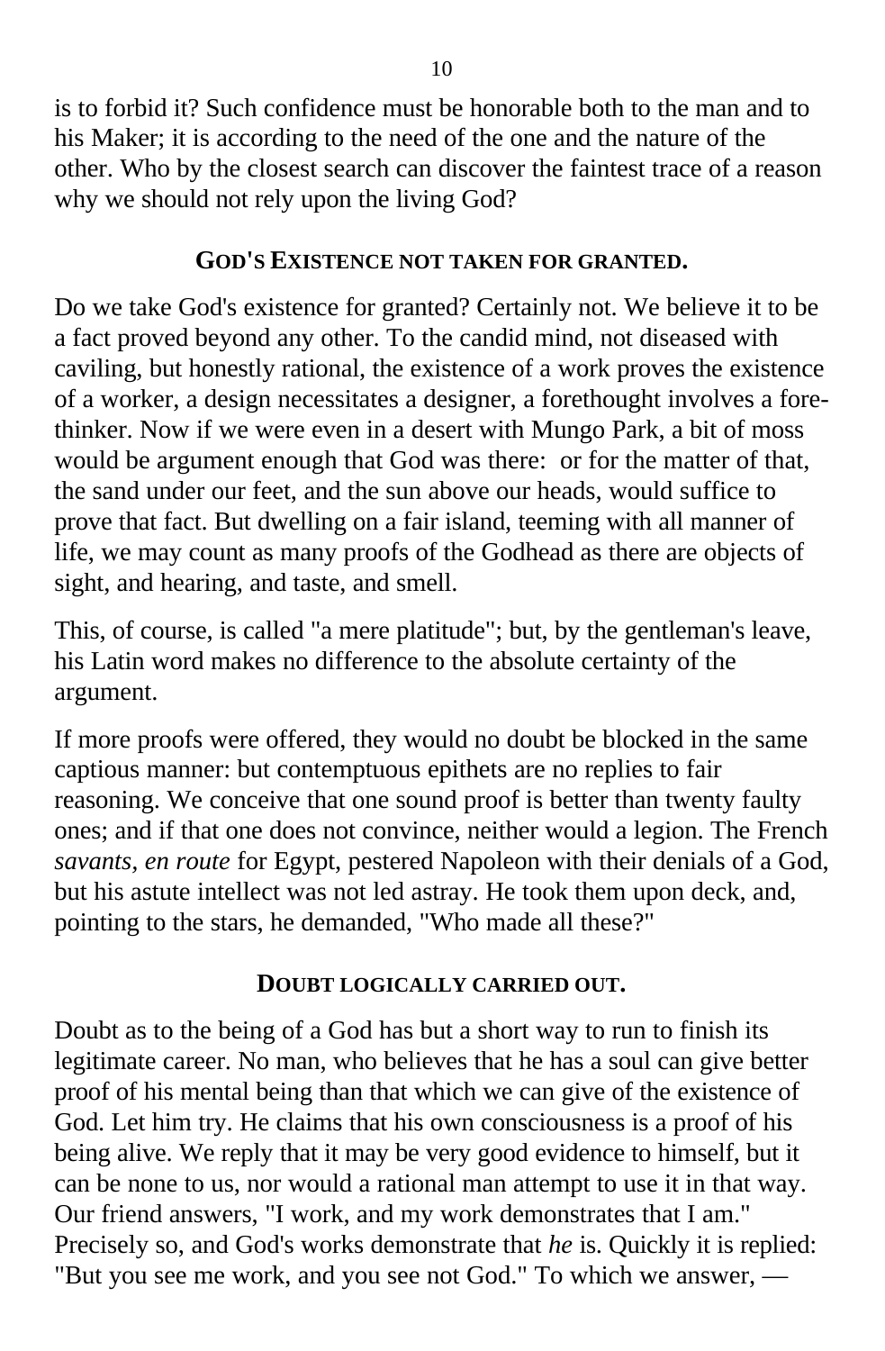is to forbid it? Such confidence must be honorable both to the man and to his Maker; it is according to the need of the one and the nature of the other. Who by the closest search can discover the faintest trace of a reason why we should not rely upon the living God?

### GOD'S EXISTENCE NOT TAKEN FOR GRANTED.

Do we take God's existence for granted? Certainly not. We believe it to be a fact proved beyond any other. To the candid mind, not diseased with caviling, but honestly rational, the existence of a work proves the existence of a worker, a design necessitates a designer, a forethought involves a fore-thinker. Now if we were even in a desert with Mungo Park, a bit of moss would be argument enough that God was there: or for the matter of that, the sand under our feet, and the sun above our heads, would suffice to prove that fact. But dwelling on a fair island, teeming with all manner of life, we may count as many proofs of the Godhead as there are objects of sight, and hearing, and taste, and smell.

This, of course, is called "a mere platitude"; but, by the gentleman's leave, his Latin word makes no difference to the absolute certainty of the argument.

If more proofs were offered, they would no doubt be blocked in the same captious manner: but contemptuous epithets are no replies to fair reasoning. We conceive that one sound proof is better than twenty faulty ones; and if that one does not convince, neither would a legion. The French *savants, en route* for Egypt, pestered Napoleon with their denials of a God, but his astute intellect was not led astray. He took them upon deck, and, pointing to the stars, he demanded, "Who made all these?"

### DOUBT LOGICALLY CARRIED OUT.

Doubt as to the being of a God has but a short way to run to finish its legitimate career. No man, who believes that he has a soul can give better proof of his mental being than that which we can give of the existence of God. Let him try. He claims that his own consciousness is a proof of his being alive. We reply that it may be very good evidence to himself, but it can be none to us, nor would a rational man attempt to use it in that way. Our friend answers, "I work, and my work demonstrates that I am." Precisely so, and God's works demonstrate that *he* is. Quickly it is replied: "But you see me work, and you see not God." To which we answer, —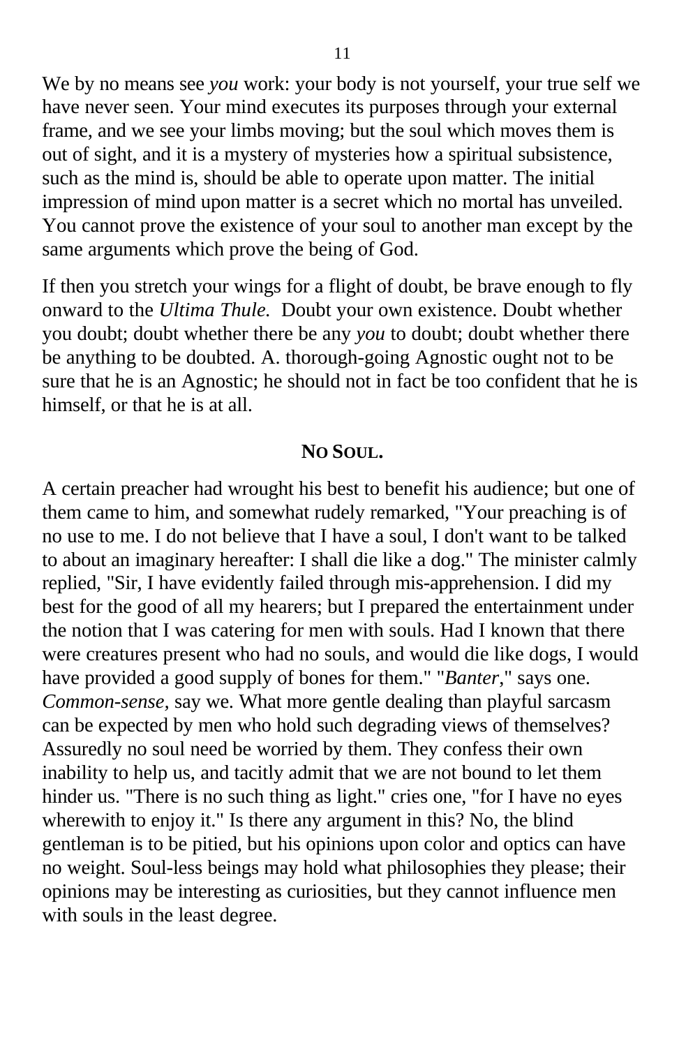We by no means see *you* work: your body is not yourself, your true self we have never seen. Your mind executes its purposes through your external frame, and we see your limbs moving; but the soul which moves them is out of sight, and it is a mystery of mysteries how a spiritual subsistence, such as the mind is, should be able to operate upon matter. The initial impression of mind upon matter is a secret which no mortal has unveiled. You cannot prove the existence of your soul to another man except by the same arguments which prove the being of God.

If then you stretch your wings for a flight of doubt, be brave enough to fly onward to the *Ultima Thule.* Doubt your own existence. Doubt whether you doubt; doubt whether there be any *you* to doubt; doubt whether there be anything to be doubted. A. thorough-going Agnostic ought not to be sure that he is an Agnostic; he should not in fact be too confident that he is himself, or that he is at all.

### NO SOUL.

A certain preacher had wrought his best to benefit his audience; but one of them came to him, and somewhat rudely remarked, "Your preaching is of no use to me. I do not believe that I have a soul, I don't want to be talked to about an imaginary hereafter: I shall die like a dog." The minister calmly replied, "Sir, I have evidently failed through mis-apprehension. I did my best for the good of all my hearers; but I prepared the entertainment under the notion that I was catering for men with souls. Had I known that there were creatures present who had no souls, and would die like dogs, I would have provided a good supply of bones for them." "*Banter*," says one. *Common-sense*, say we. What more gentle dealing than playful sarcasm can be expected by men who hold such degrading views of themselves? Assuredly no soul need be worried by them. They confess their own inability to help us, and tacitly admit that we are not bound to let them hinder us. "There is no such thing as light." cries one, "for I have no eyes wherewith to enjoy it." Is there any argument in this? No, the blind gentleman is to be pitied, but his opinions upon color and optics can have no weight. Soul-less beings may hold what philosophies they please; their opinions may be interesting as curiosities, but they cannot influence men with souls in the least degree.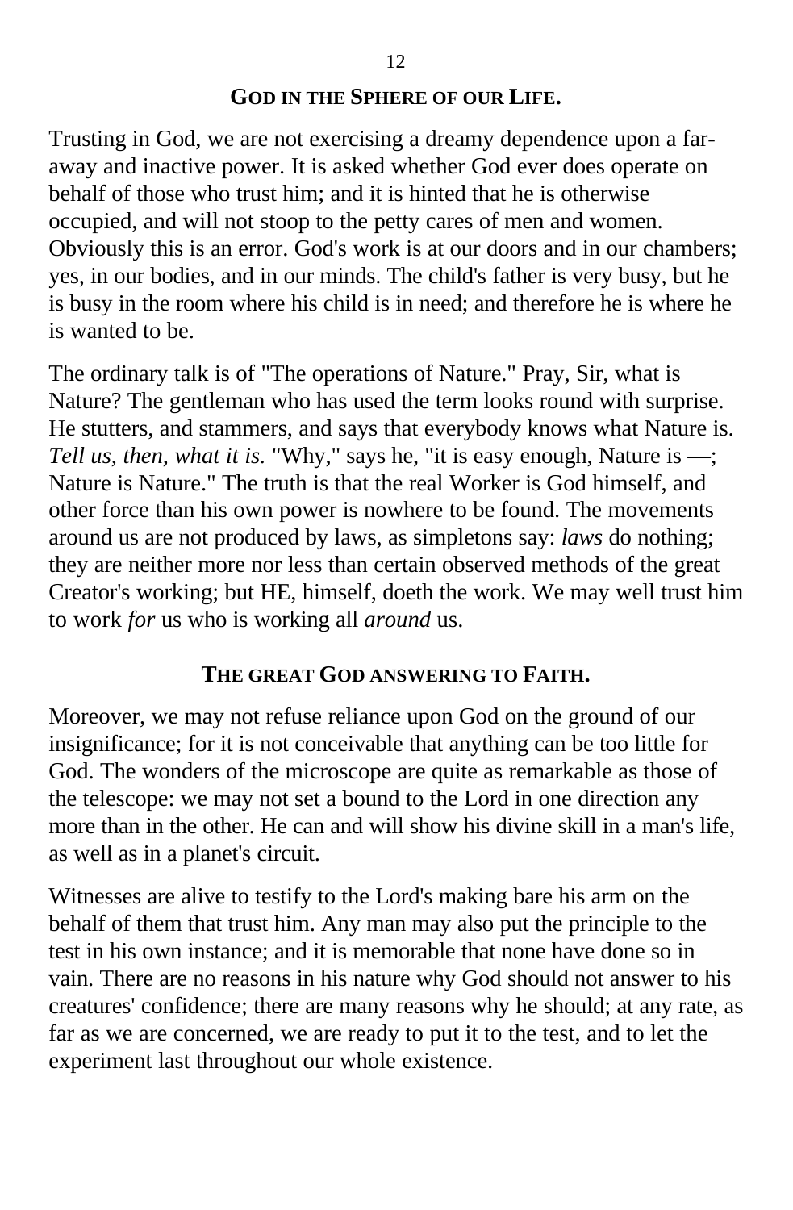### GOD IN THE SPHERE OF OUR LIFE.

Trusting in God, we are not exercising a dreamy dependence upon a far-away and inactive power. It is asked whether God ever does operate on behalf of those who trust him; and it is hinted that he is otherwise occupied, and will not stoop to the petty cares of men and women. Obviously this is an error. God's work is at our doors and in our chambers; yes, in our bodies, and in our minds. The child's father is very busy, but he is busy in the room where his child is in need; and therefore he is where he is wanted to be.

The ordinary talk is of "The operations of Nature." Pray, Sir, what is Nature? The gentleman who has used the term looks round with surprise. He stutters, and stammers, and says that everybody knows what Nature is. *Tell us, then, what it is.* "Why," says he, "it is easy enough, Nature is —; Nature is Nature." The truth is that the real Worker is God himself, and other force than his own power is nowhere to be found. The movements around us are not produced by laws, as simpletons say: *laws* do nothing; they are neither more nor less than certain observed methods of the great Creator's working; but HE, himself, doeth the work. We may well trust him to work *for* us who is working all *around* us.

### THE GREAT GOD ANSWERING TO FAITH.

Moreover, we may not refuse reliance upon God on the ground of our insignificance; for it is not conceivable that anything can be too little for God. The wonders of the microscope are quite as remarkable as those of the telescope: we may not set a bound to the Lord in one direction any more than in the other. He can and will show his divine skill in a man's life, as well as in a planet's circuit.

Witnesses are alive to testify to the Lord's making bare his arm on the behalf of them that trust him. Any man may also put the principle to the test in his own instance; and it is memorable that none have done so in vain. There are no reasons in his nature why God should not answer to his creatures' confidence; there are many reasons why he should; at any rate, as far as we are concerned, we are ready to put it to the test, and to let the experiment last throughout our whole existence.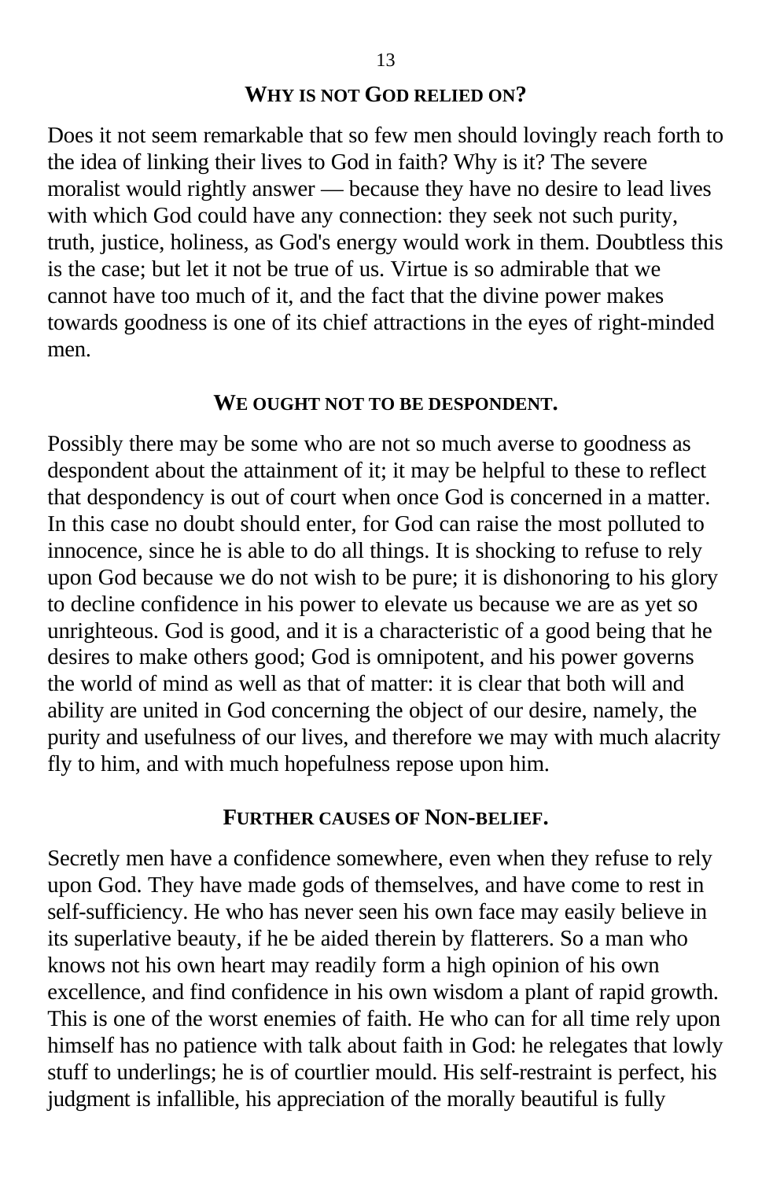## WHY IS NOT GOD RELIED ON?

Does it not seem remarkable that so few men should lovingly reach forth to the idea of linking their lives to God in faith? Why is it? The severe moralist would rightly answer — because they have no desire to lead lives with which God could have any connection: they seek not such purity, truth, justice, holiness, as God's energy would work in them. Doubtless this is the case; but let it not be true of us. Virtue is so admirable that we cannot have too much of it, and the fact that the divine power makes towards goodness is one of its chief attractions in the eyes of right-minded men.

## WE OUGHT NOT TO BE DESPONDENT.

Possibly there may be some who are not so much averse to goodness as despondent about the attainment of it; it may be helpful to these to reflect that despondency is out of court when once God is concerned in a matter. In this case no doubt should enter, for God can raise the most polluted to innocence, since he is able to do all things. It is shocking to refuse to rely upon God because we do not wish to be pure; it is dishonoring to his glory to decline confidence in his power to elevate us because we are as yet so unrighteous. God is good, and it is a characteristic of a good being that he desires to make others good; God is omnipotent, and his power governs the world of mind as well as that of matter: it is clear that both will and ability are united in God concerning the object of our desire, namely, the purity and usefulness of our lives, and therefore we may with much alacrity fly to him, and with much hopefulness repose upon him.

## FURTHER CAUSES OF NON-BELIEF.

Secretly men have a confidence somewhere, even when they refuse to rely upon God. They have made gods of themselves, and have come to rest in self-sufficiency. He who has never seen his own face may easily believe in its superlative beauty, if he be aided therein by flatterers. So a man who knows not his own heart may readily form a high opinion of his own excellence, and find confidence in his own wisdom a plant of rapid growth. This is one of the worst enemies of faith. He who can for all time rely upon himself has no patience with talk about faith in God: he relegates that lowly stuff to underlings; he is of courtlier mould. His self-restraint is perfect, his judgment is infallible, his appreciation of the morally beautiful is fully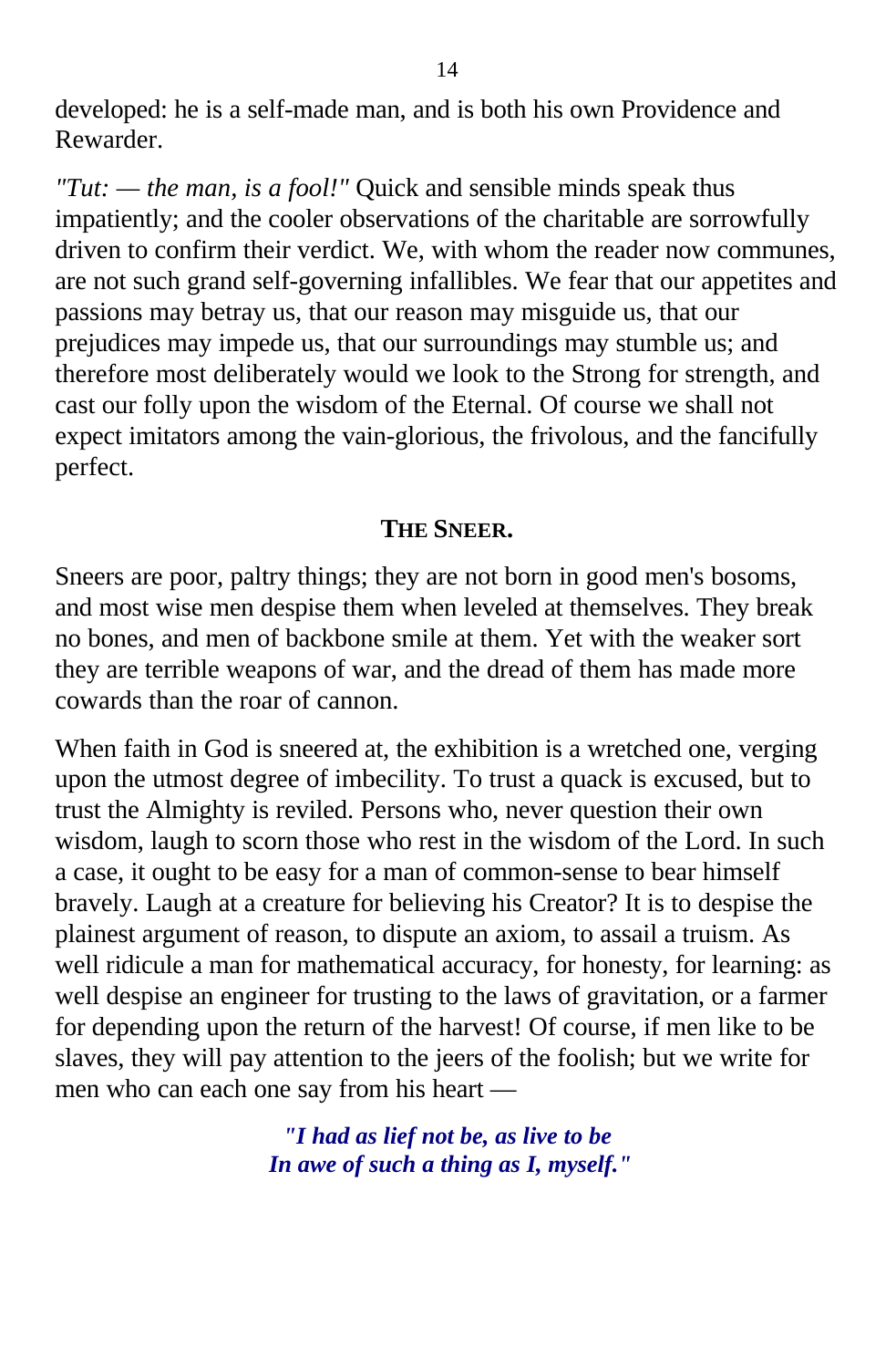developed: he is a self-made man, and is both his own Providence and Rewarder.

*"Tut: — the man, is a fool!"* Quick and sensible minds speak thus impatiently; and the cooler observations of the charitable are sorrowfully driven to confirm their verdict. We, with whom the reader now communes, are not such grand self-governing infallibles. We fear that our appetites and passions may betray us, that our reason may misguide us, that our prejudices may impede us, that our surroundings may stumble us; and therefore most deliberately would we look to the Strong for strength, and cast our folly upon the wisdom of the Eternal. Of course we shall not expect imitators among the vain-glorious, the frivolous, and the fancifully perfect.

## THE SNEER.

Sneers are poor, paltry things; they are not born in good men's bosoms, and most wise men despise them when leveled at themselves. They break no bones, and men of backbone smile at them. Yet with the weaker sort they are terrible weapons of war, and the dread of them has made more cowards than the roar of cannon.

When faith in God is sneered at, the exhibition is a wretched one, verging upon the utmost degree of imbecility. To trust a quack is excused, but to trust the Almighty is reviled. Persons who, never question their own wisdom, laugh to scorn those who rest in the wisdom of the Lord. In such a case, it ought to be easy for a man of common-sense to bear himself bravely. Laugh at a creature for believing his Creator? It is to despise the plainest argument of reason, to dispute an axiom, to assail a truism. As well ridicule a man for mathematical accuracy, for honesty, for learning: as well despise an engineer for trusting to the laws of gravitation, or a farmer for depending upon the return of the harvest! Of course, if men like to be slaves, they will pay attention to the jeers of the foolish; but we write for men who can each one say from his heart —

> ***"I had as lief not be, as live to be***
> ***In awe of such a thing as I, myself."***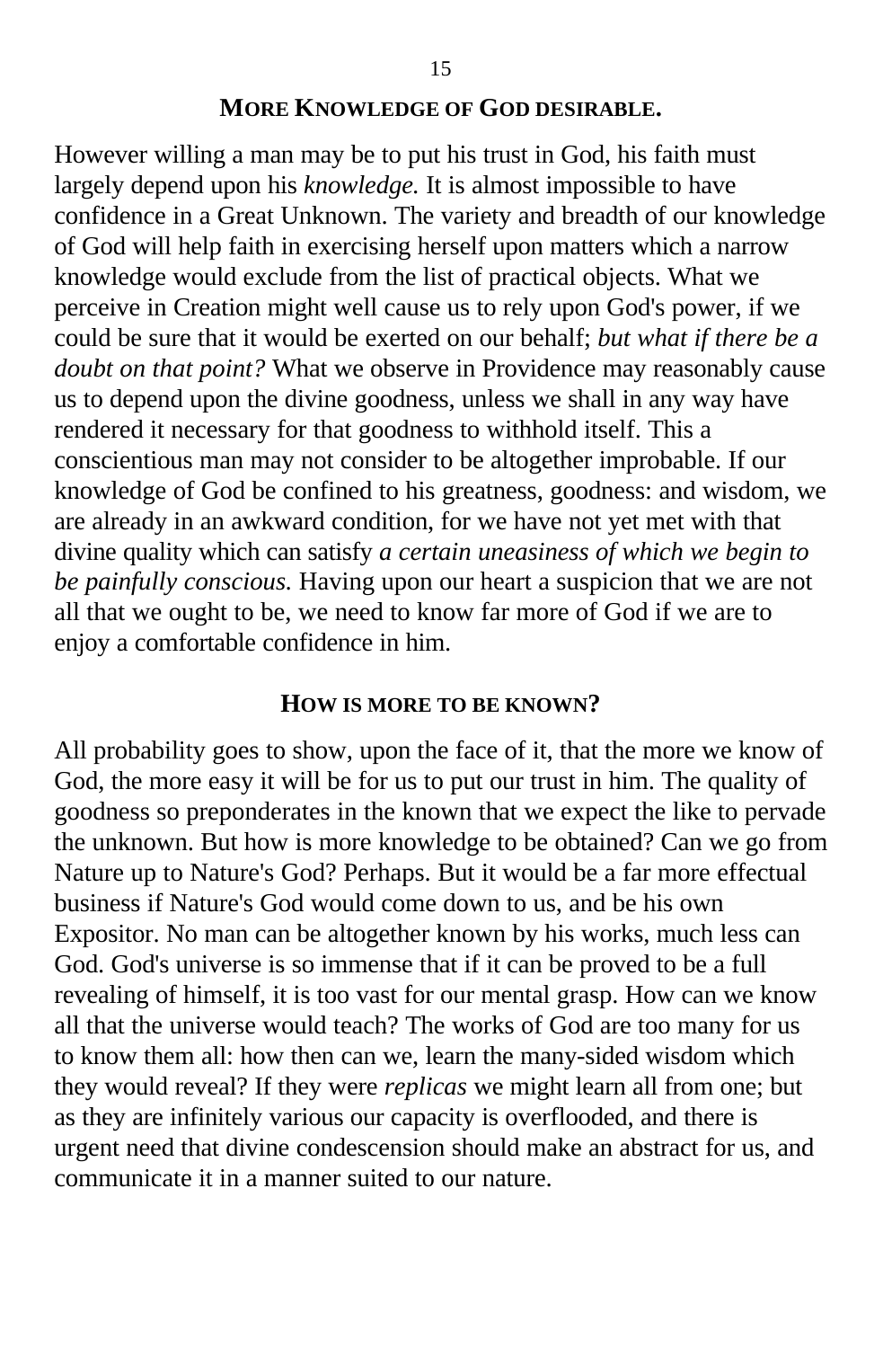## MORE KNOWLEDGE OF GOD DESIRABLE.

However willing a man may be to put his trust in God, his faith must largely depend upon his *knowledge.* It is almost impossible to have confidence in a Great Unknown. The variety and breadth of our knowledge of God will help faith in exercising herself upon matters which a narrow knowledge would exclude from the list of practical objects. What we perceive in Creation might well cause us to rely upon God's power, if we could be sure that it would be exerted on our behalf; *but what if there be a doubt on that point?* What we observe in Providence may reasonably cause us to depend upon the divine goodness, unless we shall in any way have rendered it necessary for that goodness to withhold itself. This a conscientious man may not consider to be altogether improbable. If our knowledge of God be confined to his greatness, goodness: and wisdom, we are already in an awkward condition, for we have not yet met with that divine quality which can satisfy *a certain uneasiness of which we begin to be painfully conscious.* Having upon our heart a suspicion that we are not all that we ought to be, we need to know far more of God if we are to enjoy a comfortable confidence in him.

## HOW IS MORE TO BE KNOWN?

All probability goes to show, upon the face of it, that the more we know of God, the more easy it will be for us to put our trust in him. The quality of goodness so preponderates in the known that we expect the like to pervade the unknown. But how is more knowledge to be obtained? Can we go from Nature up to Nature's God? Perhaps. But it would be a far more effectual business if Nature's God would come down to us, and be his own Expositor. No man can be altogether known by his works, much less can God. God's universe is so immense that if it can be proved to be a full revealing of himself, it is too vast for our mental grasp. How can we know all that the universe would teach? The works of God are too many for us to know them all: how then can we, learn the many-sided wisdom which they would reveal? If they were *replicas* we might learn all from one; but as they are infinitely various our capacity is overflooded, and there is urgent need that divine condescension should make an abstract for us, and communicate it in a manner suited to our nature.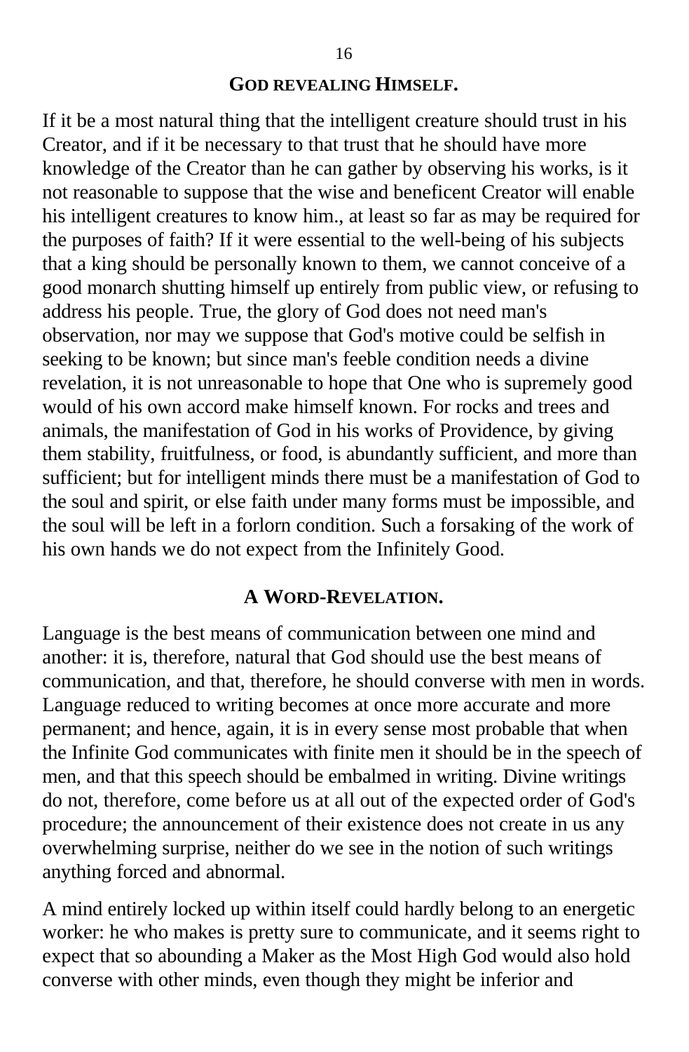## God Revealing Himself.

If it be a most natural thing that the intelligent creature should trust in his Creator, and if it be necessary to that trust that he should have more knowledge of the Creator than he can gather by observing his works, is it not reasonable to suppose that the wise and beneficent Creator will enable his intelligent creatures to know him., at least so far as may be required for the purposes of faith? If it were essential to the well-being of his subjects that a king should be personally known to them, we cannot conceive of a good monarch shutting himself up entirely from public view, or refusing to address his people. True, the glory of God does not need man's observation, nor may we suppose that God's motive could be selfish in seeking to be known; but since man's feeble condition needs a divine revelation, it is not unreasonable to hope that One who is supremely good would of his own accord make himself known. For rocks and trees and animals, the manifestation of God in his works of Providence, by giving them stability, fruitfulness, or food, is abundantly sufficient, and more than sufficient; but for intelligent minds there must be a manifestation of God to the soul and spirit, or else faith under many forms must be impossible, and the soul will be left in a forlorn condition. Such a forsaking of the work of his own hands we do not expect from the Infinitely Good.

## A Word-Revelation.

Language is the best means of communication between one mind and another: it is, therefore, natural that God should use the best means of communication, and that, therefore, he should converse with men in words. Language reduced to writing becomes at once more accurate and more permanent; and hence, again, it is in every sense most probable that when the Infinite God communicates with finite men it should be in the speech of men, and that this speech should be embalmed in writing. Divine writings do not, therefore, come before us at all out of the expected order of God's procedure; the announcement of their existence does not create in us any overwhelming surprise, neither do we see in the notion of such writings anything forced and abnormal.

A mind entirely locked up within itself could hardly belong to an energetic worker: he who makes is pretty sure to communicate, and it seems right to expect that so abounding a Maker as the Most High God would also hold converse with other minds, even though they might be inferior and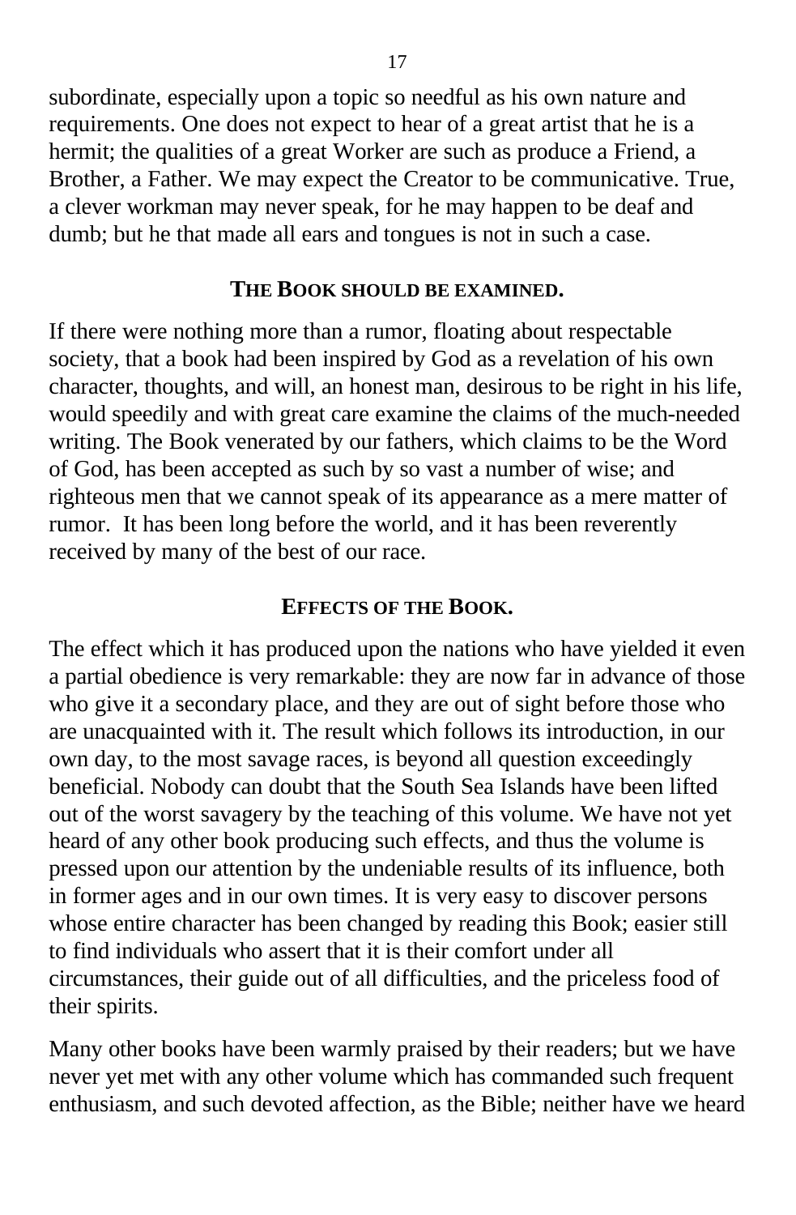subordinate, especially upon a topic so needful as his own nature and requirements. One does not expect to hear of a great artist that he is a hermit; the qualities of a great Worker are such as produce a Friend, a Brother, a Father. We may expect the Creator to be communicative. True, a clever workman may never speak, for he may happen to be deaf and dumb; but he that made all ears and tongues is not in such a case.

### THE BOOK SHOULD BE EXAMINED.

If there were nothing more than a rumor, floating about respectable society, that a book had been inspired by God as a revelation of his own character, thoughts, and will, an honest man, desirous to be right in his life, would speedily and with great care examine the claims of the much-needed writing. The Book venerated by our fathers, which claims to be the Word of God, has been accepted as such by so vast a number of wise; and righteous men that we cannot speak of its appearance as a mere matter of rumor. It has been long before the world, and it has been reverently received by many of the best of our race.

### EFFECTS OF THE BOOK.

The effect which it has produced upon the nations who have yielded it even a partial obedience is very remarkable: they are now far in advance of those who give it a secondary place, and they are out of sight before those who are unacquainted with it. The result which follows its introduction, in our own day, to the most savage races, is beyond all question exceedingly beneficial. Nobody can doubt that the South Sea Islands have been lifted out of the worst savagery by the teaching of this volume. We have not yet heard of any other book producing such effects, and thus the volume is pressed upon our attention by the undeniable results of its influence, both in former ages and in our own times. It is very easy to discover persons whose entire character has been changed by reading this Book; easier still to find individuals who assert that it is their comfort under all circumstances, their guide out of all difficulties, and the priceless food of their spirits.

Many other books have been warmly praised by their readers; but we have never yet met with any other volume which has commanded such frequent enthusiasm, and such devoted affection, as the Bible; neither have we heard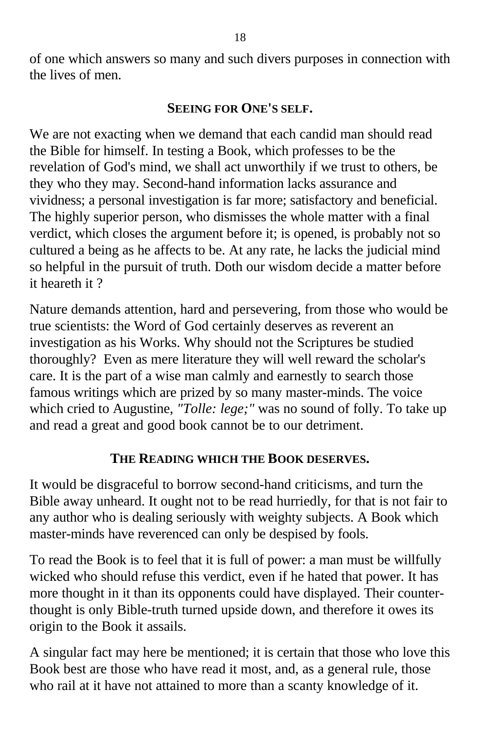of one which answers so many and such divers purposes in connection with the lives of men.

## SEEING FOR ONE'S SELF.

We are not exacting when we demand that each candid man should read the Bible for himself. In testing a Book, which professes to be the revelation of God's mind, we shall act unworthily if we trust to others, be they who they may. Second-hand information lacks assurance and vividness; a personal investigation is far more; satisfactory and beneficial. The highly superior person, who dismisses the whole matter with a final verdict, which closes the argument before it; is opened, is probably not so cultured a being as he affects to be. At any rate, he lacks the judicial mind so helpful in the pursuit of truth. Doth our wisdom decide a matter before it heareth it ?

Nature demands attention, hard and persevering, from those who would be true scientists: the Word of God certainly deserves as reverent an investigation as his Works. Why should not the Scriptures be studied thoroughly? Even as mere literature they will well reward the scholar's care. It is the part of a wise man calmly and earnestly to search those famous writings which are prized by so many master-minds. The voice which cried to Augustine, *"Tolle: lege;"* was no sound of folly. To take up and read a great and good book cannot be to our detriment.

## THE READING WHICH THE BOOK DESERVES.

It would be disgraceful to borrow second-hand criticisms, and turn the Bible away unheard. It ought not to be read hurriedly, for that is not fair to any author who is dealing seriously with weighty subjects. A Book which master-minds have reverenced can only be despised by fools.

To read the Book is to feel that it is full of power: a man must be willfully wicked who should refuse this verdict, even if he hated that power. It has more thought in it than its opponents could have displayed. Their counter-thought is only Bible-truth turned upside down, and therefore it owes its origin to the Book it assails.

A singular fact may here be mentioned; it is certain that those who love this Book best are those who have read it most, and, as a general rule, those who rail at it have not attained to more than a scanty knowledge of it.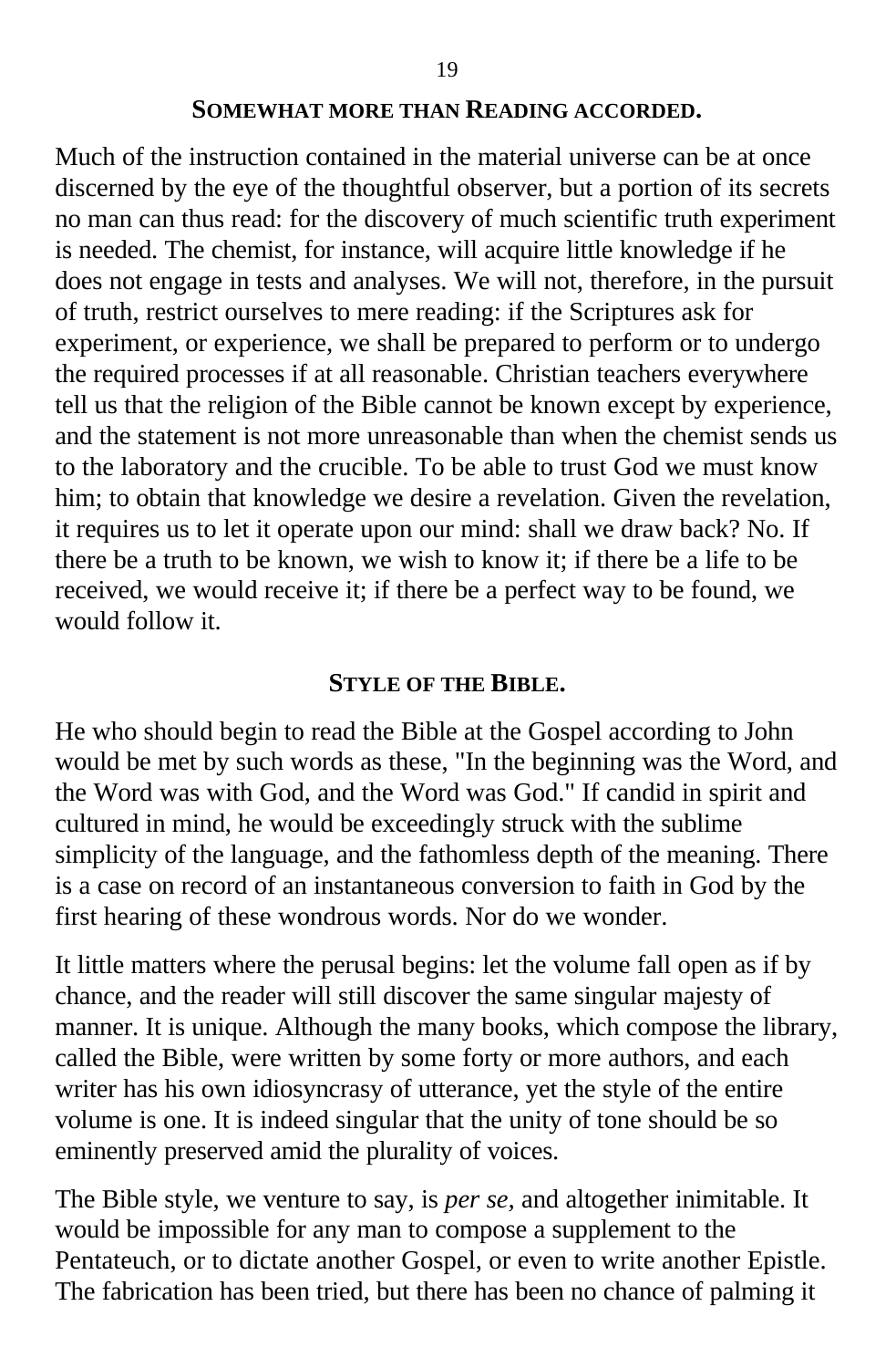### SOMEWHAT MORE THAN READING ACCORDED.

Much of the instruction contained in the material universe can be at once discerned by the eye of the thoughtful observer, but a portion of its secrets no man can thus read: for the discovery of much scientific truth experiment is needed. The chemist, for instance, will acquire little knowledge if he does not engage in tests and analyses. We will not, therefore, in the pursuit of truth, restrict ourselves to mere reading: if the Scriptures ask for experiment, or experience, we shall be prepared to perform or to undergo the required processes if at all reasonable. Christian teachers everywhere tell us that the religion of the Bible cannot be known except by experience, and the statement is not more unreasonable than when the chemist sends us to the laboratory and the crucible. To be able to trust God we must know him; to obtain that knowledge we desire a revelation. Given the revelation, it requires us to let it operate upon our mind: shall we draw back? No. If there be a truth to be known, we wish to know it; if there be a life to be received, we would receive it; if there be a perfect way to be found, we would follow it.

### STYLE OF THE BIBLE.

He who should begin to read the Bible at the Gospel according to John would be met by such words as these, "In the beginning was the Word, and the Word was with God, and the Word was God." If candid in spirit and cultured in mind, he would be exceedingly struck with the sublime simplicity of the language, and the fathomless depth of the meaning. There is a case on record of an instantaneous conversion to faith in God by the first hearing of these wondrous words. Nor do we wonder.

It little matters where the perusal begins: let the volume fall open as if by chance, and the reader will still discover the same singular majesty of manner. It is unique. Although the many books, which compose the library, called the Bible, were written by some forty or more authors, and each writer has his own idiosyncrasy of utterance, yet the style of the entire volume is one. It is indeed singular that the unity of tone should be so eminently preserved amid the plurality of voices.

The Bible style, we venture to say, is *per se*, and altogether inimitable. It would be impossible for any man to compose a supplement to the Pentateuch, or to dictate another Gospel, or even to write another Epistle. The fabrication has been tried, but there has been no chance of palming it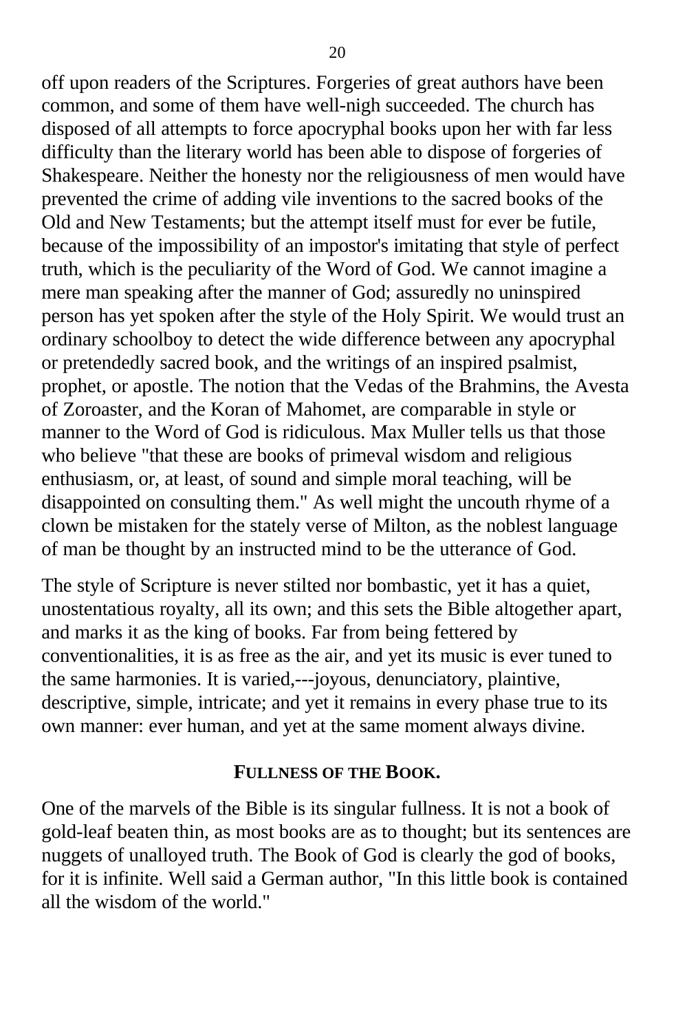off upon readers of the Scriptures. Forgeries of great authors have been common, and some of them have well-nigh succeeded. The church has disposed of all attempts to force apocryphal books upon her with far less difficulty than the literary world has been able to dispose of forgeries of Shakespeare. Neither the honesty nor the religiousness of men would have prevented the crime of adding vile inventions to the sacred books of the Old and New Testaments; but the attempt itself must for ever be futile, because of the impossibility of an impostor's imitating that style of perfect truth, which is the peculiarity of the Word of God. We cannot imagine a mere man speaking after the manner of God; assuredly no uninspired person has yet spoken after the style of the Holy Spirit. We would trust an ordinary schoolboy to detect the wide difference between any apocryphal or pretendedly sacred book, and the writings of an inspired psalmist, prophet, or apostle. The notion that the Vedas of the Brahmins, the Avesta of Zoroaster, and the Koran of Mahomet, are comparable in style or manner to the Word of God is ridiculous. Max Muller tells us that those who believe "that these are books of primeval wisdom and religious enthusiasm, or, at least, of sound and simple moral teaching, will be disappointed on consulting them." As well might the uncouth rhyme of a clown be mistaken for the stately verse of Milton, as the noblest language of man be thought by an instructed mind to be the utterance of God.

The style of Scripture is never stilted nor bombastic, yet it has a quiet, unostentatious royalty, all its own; and this sets the Bible altogether apart, and marks it as the king of books. Far from being fettered by conventionalities, it is as free as the air, and yet its music is ever tuned to the same harmonies. It is varied,---joyous, denunciatory, plaintive, descriptive, simple, intricate; and yet it remains in every phase true to its own manner: ever human, and yet at the same moment always divine.

### FULLNESS OF THE BOOK.

One of the marvels of the Bible is its singular fullness. It is not a book of gold-leaf beaten thin, as most books are as to thought; but its sentences are nuggets of unalloyed truth. The Book of God is clearly the god of books, for it is infinite. Well said a German author, "In this little book is contained all the wisdom of the world."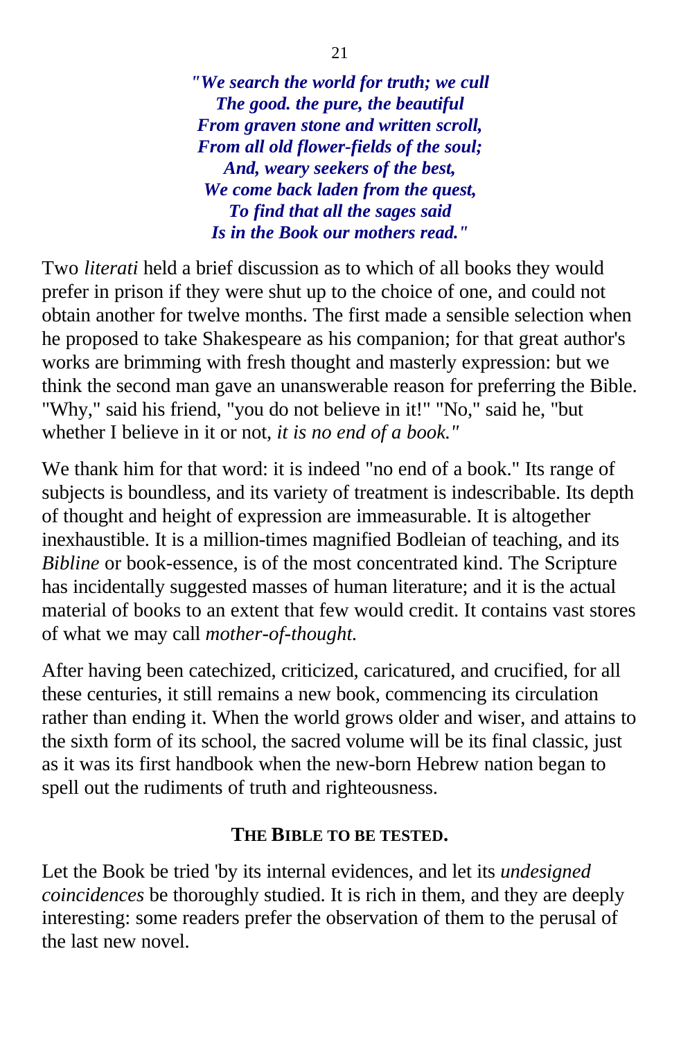***"We search the world for truth; we cull***
***The good. the pure, the beautiful***
***From graven stone and written scroll,***
***From all old flower-fields of the soul;***
***And, weary seekers of the best,***
***We come back laden from the quest,***
***To find that all the sages said***
***Is in the Book our mothers read."***

Two *literati* held a brief discussion as to which of all books they would prefer in prison if they were shut up to the choice of one, and could not obtain another for twelve months. The first made a sensible selection when he proposed to take Shakespeare as his companion; for that great author's works are brimming with fresh thought and masterly expression: but we think the second man gave an unanswerable reason for preferring the Bible. "Why," said his friend, "you do not believe in it!" "No," said he, "but whether I believe in it or not, *it is no end of a book."*

We thank him for that word: it is indeed "no end of a book." Its range of subjects is boundless, and its variety of treatment is indescribable. Its depth of thought and height of expression are immeasurable. It is altogether inexhaustible. It is a million-times magnified Bodleian of teaching, and its *Bibline* or book-essence, is of the most concentrated kind. The Scripture has incidentally suggested masses of human literature; and it is the actual material of books to an extent that few would credit. It contains vast stores of what we may call *mother-of-thought.*

After having been catechized, criticized, caricatured, and crucified, for all these centuries, it still remains a new book, commencing its circulation rather than ending it. When the world grows older and wiser, and attains to the sixth form of its school, the sacred volume will be its final classic, just as it was its first handbook when the new-born Hebrew nation began to spell out the rudiments of truth and righteousness.

### THE BIBLE TO BE TESTED.

Let the Book be tried 'by its internal evidences, and let its *undesigned coincidences* be thoroughly studied. It is rich in them, and they are deeply interesting: some readers prefer the observation of them to the perusal of the last new novel.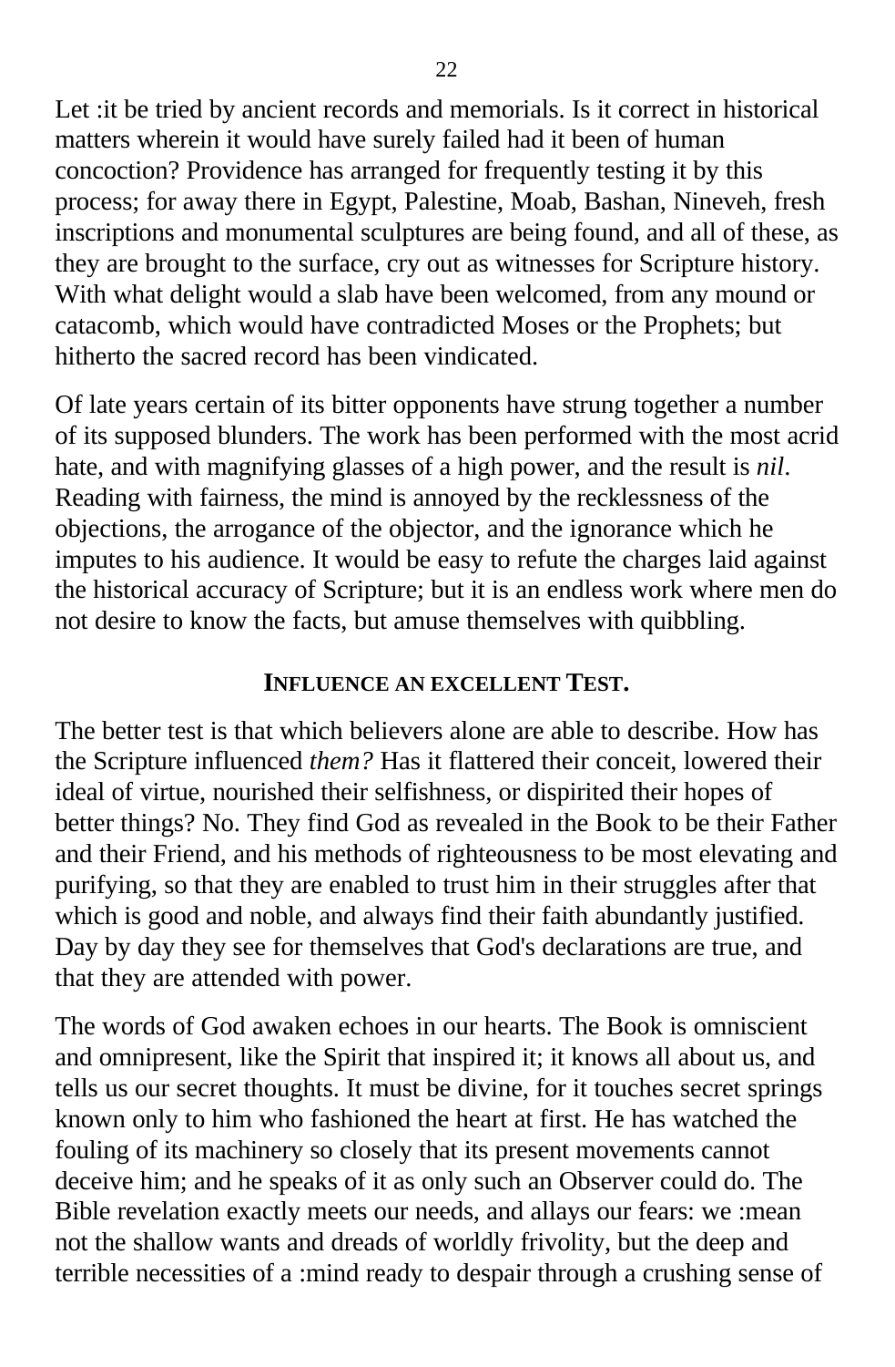Let :it be tried by ancient records and memorials. Is it correct in historical matters wherein it would have surely failed had it been of human concoction? Providence has arranged for frequently testing it by this process; for away there in Egypt, Palestine, Moab, Bashan, Nineveh, fresh inscriptions and monumental sculptures are being found, and all of these, as they are brought to the surface, cry out as witnesses for Scripture history. With what delight would a slab have been welcomed, from any mound or catacomb, which would have contradicted Moses or the Prophets; but hitherto the sacred record has been vindicated.

Of late years certain of its bitter opponents have strung together a number of its supposed blunders. The work has been performed with the most acrid hate, and with magnifying glasses of a high power, and the result is *nil*. Reading with fairness, the mind is annoyed by the recklessness of the objections, the arrogance of the objector, and the ignorance which he imputes to his audience. It would be easy to refute the charges laid against the historical accuracy of Scripture; but it is an endless work where men do not desire to know the facts, but amuse themselves with quibbling.

### INFLUENCE AN EXCELLENT TEST.

The better test is that which believers alone are able to describe. How has the Scripture influenced *them?* Has it flattered their conceit, lowered their ideal of virtue, nourished their selfishness, or dispirited their hopes of better things? No. They find God as revealed in the Book to be their Father and their Friend, and his methods of righteousness to be most elevating and purifying, so that they are enabled to trust him in their struggles after that which is good and noble, and always find their faith abundantly justified. Day by day they see for themselves that God's declarations are true, and that they are attended with power.

The words of God awaken echoes in our hearts. The Book is omniscient and omnipresent, like the Spirit that inspired it; it knows all about us, and tells us our secret thoughts. It must be divine, for it touches secret springs known only to him who fashioned the heart at first. He has watched the fouling of its machinery so closely that its present movements cannot deceive him; and he speaks of it as only such an Observer could do. The Bible revelation exactly meets our needs, and allays our fears: we :mean not the shallow wants and dreads of worldly frivolity, but the deep and terrible necessities of a :mind ready to despair through a crushing sense of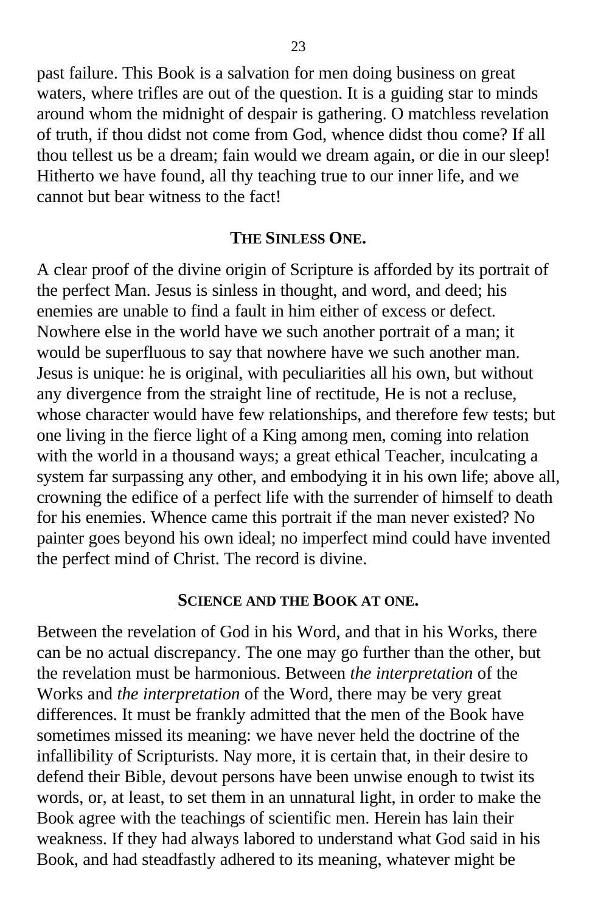past failure. This Book is a salvation for men doing business on great waters, where trifles are out of the question. It is a guiding star to minds around whom the midnight of despair is gathering. O matchless revelation of truth, if thou didst not come from God, whence didst thou come? If all thou tellest us be a dream; fain would we dream again, or die in our sleep! Hitherto we have found, all thy teaching true to our inner life, and we cannot but bear witness to the fact!

### THE SINLESS ONE.

A clear proof of the divine origin of Scripture is afforded by its portrait of the perfect Man. Jesus is sinless in thought, and word, and deed; his enemies are unable to find a fault in him either of excess or defect. Nowhere else in the world have we such another portrait of a man; it would be superfluous to say that nowhere have we such another man. Jesus is unique: he is original, with peculiarities all his own, but without any divergence from the straight line of rectitude, He is not a recluse, whose character would have few relationships, and therefore few tests; but one living in the fierce light of a King among men, coming into relation with the world in a thousand ways; a great ethical Teacher, inculcating a system far surpassing any other, and embodying it in his own life; above all, crowning the edifice of a perfect life with the surrender of himself to death for his enemies. Whence came this portrait if the man never existed? No painter goes beyond his own ideal; no imperfect mind could have invented the perfect mind of Christ. The record is divine.

### SCIENCE AND THE BOOK AT ONE.

Between the revelation of God in his Word, and that in his Works, there can be no actual discrepancy. The one may go further than the other, but the revelation must be harmonious. Between *the interpretation* of the Works and *the interpretation* of the Word, there may be very great differences. It must be frankly admitted that the men of the Book have sometimes missed its meaning: we have never held the doctrine of the infallibility of Scripturists. Nay more, it is certain that, in their desire to defend their Bible, devout persons have been unwise enough to twist its words, or, at least, to set them in an unnatural light, in order to make the Book agree with the teachings of scientific men. Herein has lain their weakness. If they had always labored to understand what God said in his Book, and had steadfastly adhered to its meaning, whatever might be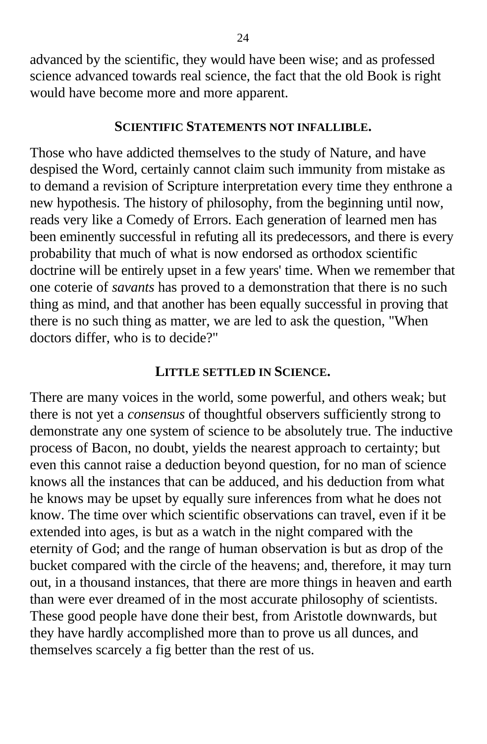advanced by the scientific, they would have been wise; and as professed science advanced towards real science, the fact that the old Book is right would have become more and more apparent.

### SCIENTIFIC STATEMENTS NOT INFALLIBLE.

Those who have addicted themselves to the study of Nature, and have despised the Word, certainly cannot claim such immunity from mistake as to demand a revision of Scripture interpretation every time they enthrone a new hypothesis. The history of philosophy, from the beginning until now, reads very like a Comedy of Errors. Each generation of learned men has been eminently successful in refuting all its predecessors, and there is every probability that much of what is now endorsed as orthodox scientific doctrine will be entirely upset in a few years' time. When we remember that one coterie of *savants* has proved to a demonstration that there is no such thing as mind, and that another has been equally successful in proving that there is no such thing as matter, we are led to ask the question, "When doctors differ, who is to decide?"

### LITTLE SETTLED IN SCIENCE.

There are many voices in the world, some powerful, and others weak; but there is not yet a *consensus* of thoughtful observers sufficiently strong to demonstrate any one system of science to be absolutely true. The inductive process of Bacon, no doubt, yields the nearest approach to certainty; but even this cannot raise a deduction beyond question, for no man of science knows all the instances that can be adduced, and his deduction from what he knows may be upset by equally sure inferences from what he does not know. The time over which scientific observations can travel, even if it be extended into ages, is but as a watch in the night compared with the eternity of God; and the range of human observation is but as drop of the bucket compared with the circle of the heavens; and, therefore, it may turn out, in a thousand instances, that there are more things in heaven and earth than were ever dreamed of in the most accurate philosophy of scientists. These good people have done their best, from Aristotle downwards, but they have hardly accomplished more than to prove us all dunces, and themselves scarcely a fig better than the rest of us.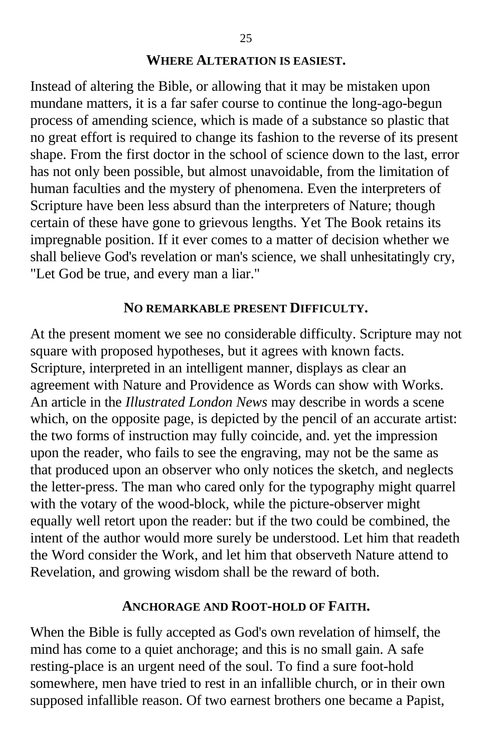### WHERE ALTERATION IS EASIEST.

Instead of altering the Bible, or allowing that it may be mistaken upon mundane matters, it is a far safer course to continue the long-ago-begun process of amending science, which is made of a substance so plastic that no great effort is required to change its fashion to the reverse of its present shape. From the first doctor in the school of science down to the last, error has not only been possible, but almost unavoidable, from the limitation of human faculties and the mystery of phenomena. Even the interpreters of Scripture have been less absurd than the interpreters of Nature; though certain of these have gone to grievous lengths. Yet The Book retains its impregnable position. If it ever comes to a matter of decision whether we shall believe God's revelation or man's science, we shall unhesitatingly cry, "Let God be true, and every man a liar."

### NO REMARKABLE PRESENT DIFFICULTY.

At the present moment we see no considerable difficulty. Scripture may not square with proposed hypotheses, but it agrees with known facts. Scripture, interpreted in an intelligent manner, displays as clear an agreement with Nature and Providence as Words can show with Works. An article in the *Illustrated London News* may describe in words a scene which, on the opposite page, is depicted by the pencil of an accurate artist: the two forms of instruction may fully coincide, and. yet the impression upon the reader, who fails to see the engraving, may not be the same as that produced upon an observer who only notices the sketch, and neglects the letter-press. The man who cared only for the typography might quarrel with the votary of the wood-block, while the picture-observer might equally well retort upon the reader: but if the two could be combined, the intent of the author would more surely be understood. Let him that readeth the Word consider the Work, and let him that observeth Nature attend to Revelation, and growing wisdom shall be the reward of both.

### ANCHORAGE AND ROOT-HOLD OF FAITH.

When the Bible is fully accepted as God's own revelation of himself, the mind has come to a quiet anchorage; and this is no small gain. A safe resting-place is an urgent need of the soul. To find a sure foot-hold somewhere, men have tried to rest in an infallible church, or in their own supposed infallible reason. Of two earnest brothers one became a Papist,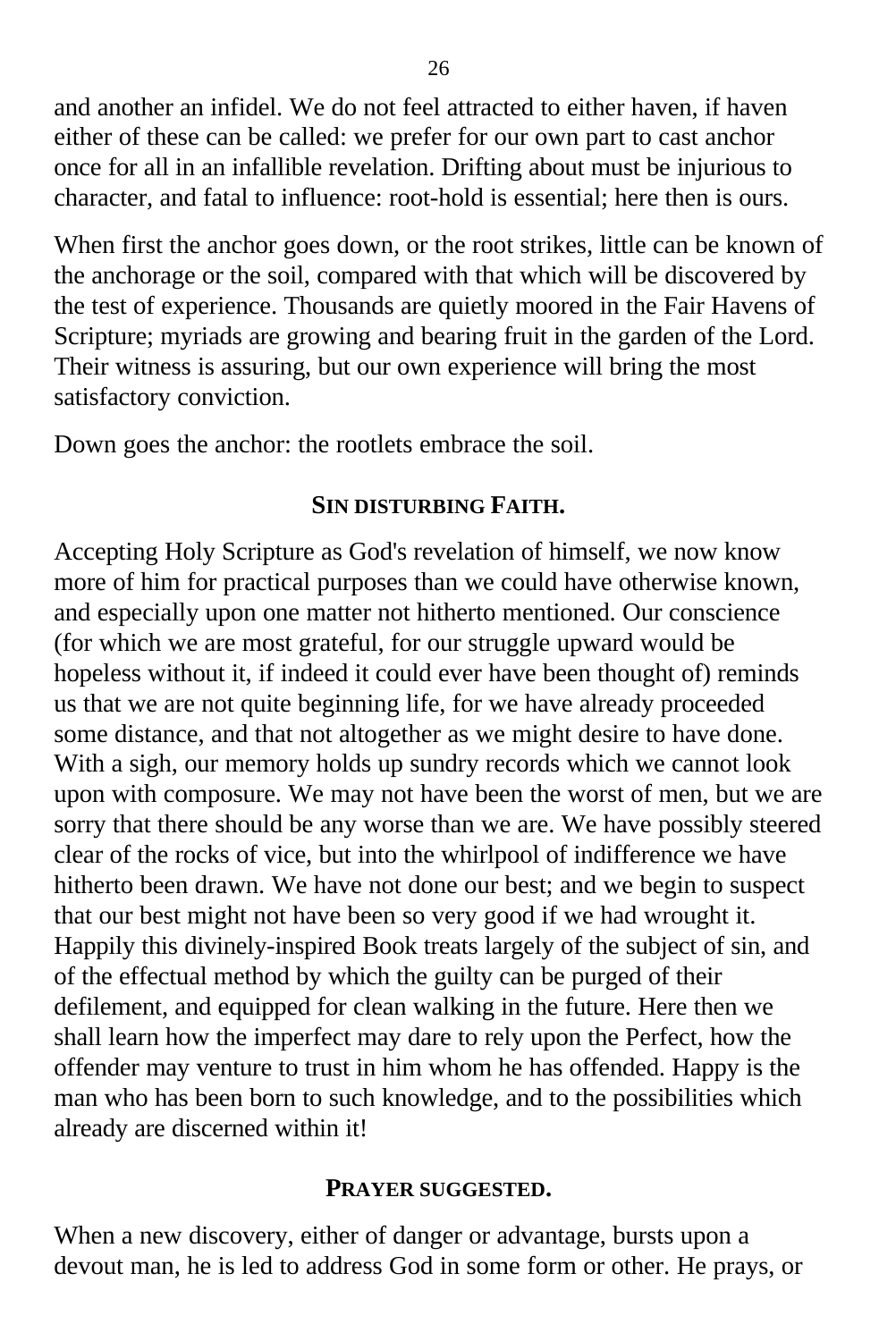and another an infidel. We do not feel attracted to either haven, if haven either of these can be called: we prefer for our own part to cast anchor once for all in an infallible revelation. Drifting about must be injurious to character, and fatal to influence: root-hold is essential; here then is ours.

When first the anchor goes down, or the root strikes, little can be known of the anchorage or the soil, compared with that which will be discovered by the test of experience. Thousands are quietly moored in the Fair Havens of Scripture; myriads are growing and bearing fruit in the garden of the Lord. Their witness is assuring, but our own experience will bring the most satisfactory conviction.

Down goes the anchor: the rootlets embrace the soil.

### SIN DISTURBING FAITH.

Accepting Holy Scripture as God's revelation of himself, we now know more of him for practical purposes than we could have otherwise known, and especially upon one matter not hitherto mentioned. Our conscience (for which we are most grateful, for our struggle upward would be hopeless without it, if indeed it could ever have been thought of) reminds us that we are not quite beginning life, for we have already proceeded some distance, and that not altogether as we might desire to have done. With a sigh, our memory holds up sundry records which we cannot look upon with composure. We may not have been the worst of men, but we are sorry that there should be any worse than we are. We have possibly steered clear of the rocks of vice, but into the whirlpool of indifference we have hitherto been drawn. We have not done our best; and we begin to suspect that our best might not have been so very good if we had wrought it. Happily this divinely-inspired Book treats largely of the subject of sin, and of the effectual method by which the guilty can be purged of their defilement, and equipped for clean walking in the future. Here then we shall learn how the imperfect may dare to rely upon the Perfect, how the offender may venture to trust in him whom he has offended. Happy is the man who has been born to such knowledge, and to the possibilities which already are discerned within it!

### PRAYER SUGGESTED.

When a new discovery, either of danger or advantage, bursts upon a devout man, he is led to address God in some form or other. He prays, or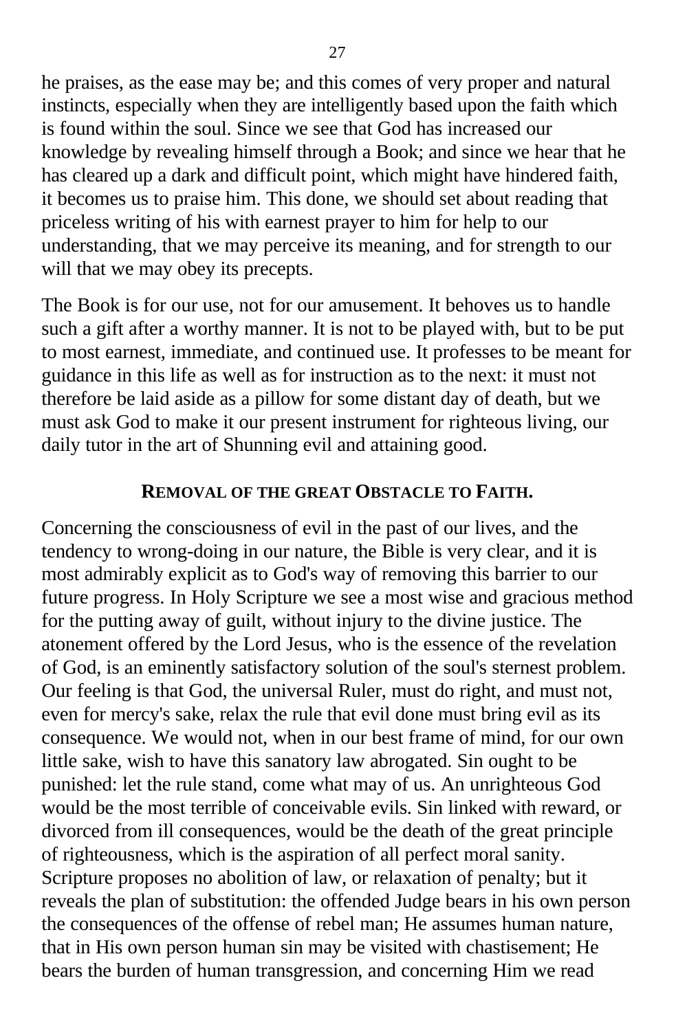he praises, as the ease may be; and this comes of very proper and natural instincts, especially when they are intelligently based upon the faith which is found within the soul. Since we see that God has increased our knowledge by revealing himself through a Book; and since we hear that he has cleared up a dark and difficult point, which might have hindered faith, it becomes us to praise him. This done, we should set about reading that priceless writing of his with earnest prayer to him for help to our understanding, that we may perceive its meaning, and for strength to our will that we may obey its precepts.

The Book is for our use, not for our amusement. It behoves us to handle such a gift after a worthy manner. It is not to be played with, but to be put to most earnest, immediate, and continued use. It professes to be meant for guidance in this life as well as for instruction as to the next: it must not therefore be laid aside as a pillow for some distant day of death, but we must ask God to make it our present instrument for righteous living, our daily tutor in the art of Shunning evil and attaining good.

## REMOVAL OF THE GREAT OBSTACLE TO FAITH.

Concerning the consciousness of evil in the past of our lives, and the tendency to wrong-doing in our nature, the Bible is very clear, and it is most admirably explicit as to God's way of removing this barrier to our future progress. In Holy Scripture we see a most wise and gracious method for the putting away of guilt, without injury to the divine justice. The atonement offered by the Lord Jesus, who is the essence of the revelation of God, is an eminently satisfactory solution of the soul's sternest problem. Our feeling is that God, the universal Ruler, must do right, and must not, even for mercy's sake, relax the rule that evil done must bring evil as its consequence. We would not, when in our best frame of mind, for our own little sake, wish to have this sanatory law abrogated. Sin ought to be punished: let the rule stand, come what may of us. An unrighteous God would be the most terrible of conceivable evils. Sin linked with reward, or divorced from ill consequences, would be the death of the great principle of righteousness, which is the aspiration of all perfect moral sanity. Scripture proposes no abolition of law, or relaxation of penalty; but it reveals the plan of substitution: the offended Judge bears in his own person the consequences of the offense of rebel man; He assumes human nature, that in His own person human sin may be visited with chastisement; He bears the burden of human transgression, and concerning Him we read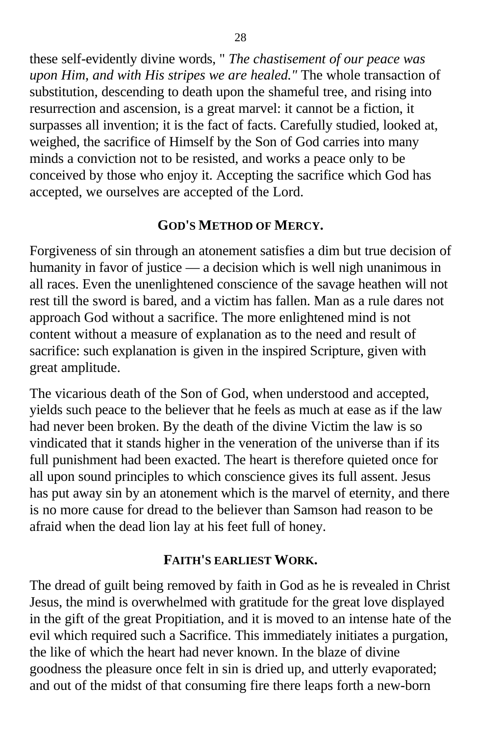these self-evidently divine words, " *The chastisement of our peace was upon Him, and with His stripes we are healed."* The whole transaction of substitution, descending to death upon the shameful tree, and rising into resurrection and ascension, is a great marvel: it cannot be a fiction, it surpasses all invention; it is the fact of facts. Carefully studied, looked at, weighed, the sacrifice of Himself by the Son of God carries into many minds a conviction not to be resisted, and works a peace only to be conceived by those who enjoy it. Accepting the sacrifice which God has accepted, we ourselves are accepted of the Lord.

## GOD'S METHOD OF MERCY.

Forgiveness of sin through an atonement satisfies a dim but true decision of humanity in favor of justice — a decision which is well nigh unanimous in all races. Even the unenlightened conscience of the savage heathen will not rest till the sword is bared, and a victim has fallen. Man as a rule dares not approach God without a sacrifice. The more enlightened mind is not content without a measure of explanation as to the need and result of sacrifice: such explanation is given in the inspired Scripture, given with great amplitude.

The vicarious death of the Son of God, when understood and accepted, yields such peace to the believer that he feels as much at ease as if the law had never been broken. By the death of the divine Victim the law is so vindicated that it stands higher in the veneration of the universe than if its full punishment had been exacted. The heart is therefore quieted once for all upon sound principles to which conscience gives its full assent. Jesus has put away sin by an atonement which is the marvel of eternity, and there is no more cause for dread to the believer than Samson had reason to be afraid when the dead lion lay at his feet full of honey.

## FAITH'S EARLIEST WORK.

The dread of guilt being removed by faith in God as he is revealed in Christ Jesus, the mind is overwhelmed with gratitude for the great love displayed in the gift of the great Propitiation, and it is moved to an intense hate of the evil which required such a Sacrifice. This immediately initiates a purgation, the like of which the heart had never known. In the blaze of divine goodness the pleasure once felt in sin is dried up, and utterly evaporated; and out of the midst of that consuming fire there leaps forth a new-born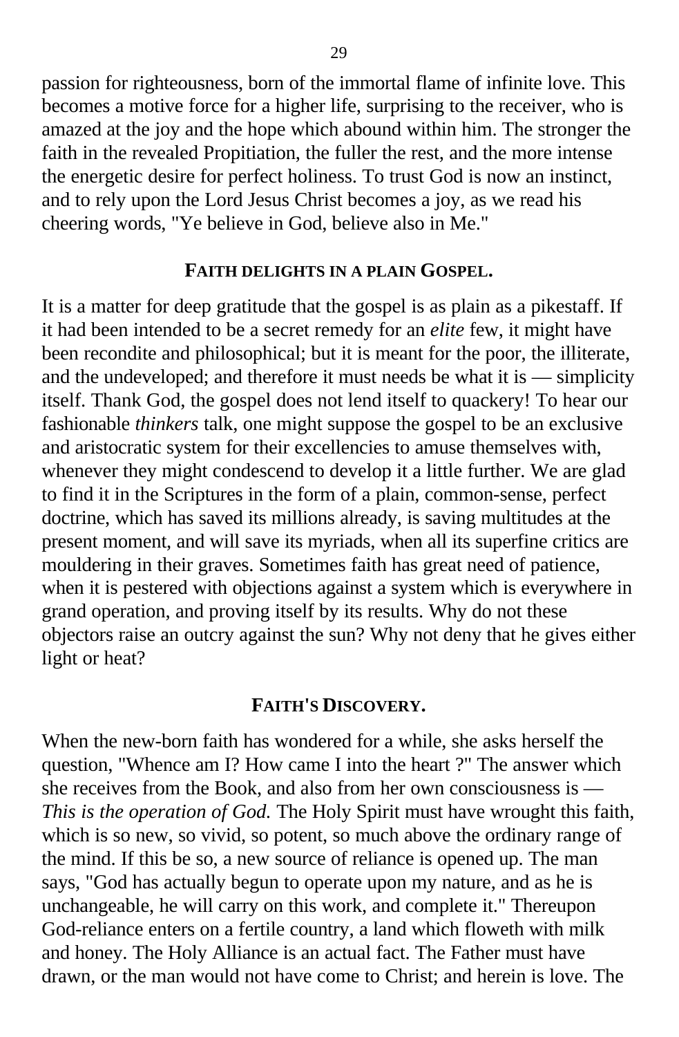passion for righteousness, born of the immortal flame of infinite love. This becomes a motive force for a higher life, surprising to the receiver, who is amazed at the joy and the hope which abound within him. The stronger the faith in the revealed Propitiation, the fuller the rest, and the more intense the energetic desire for perfect holiness. To trust God is now an instinct, and to rely upon the Lord Jesus Christ becomes a joy, as we read his cheering words, "Ye believe in God, believe also in Me."

### FAITH DELIGHTS IN A PLAIN GOSPEL.

It is a matter for deep gratitude that the gospel is as plain as a pikestaff. If it had been intended to be a secret remedy for an *elite* few, it might have been recondite and philosophical; but it is meant for the poor, the illiterate, and the undeveloped; and therefore it must needs be what it is — simplicity itself. Thank God, the gospel does not lend itself to quackery! To hear our fashionable *thinkers* talk, one might suppose the gospel to be an exclusive and aristocratic system for their excellencies to amuse themselves with, whenever they might condescend to develop it a little further. We are glad to find it in the Scriptures in the form of a plain, common-sense, perfect doctrine, which has saved its millions already, is saving multitudes at the present moment, and will save its myriads, when all its superfine critics are mouldering in their graves. Sometimes faith has great need of patience, when it is pestered with objections against a system which is everywhere in grand operation, and proving itself by its results. Why do not these objectors raise an outcry against the sun? Why not deny that he gives either light or heat?

### FAITH'S DISCOVERY.

When the new-born faith has wondered for a while, she asks herself the question, "Whence am I? How came I into the heart ?" The answer which she receives from the Book, and also from her own consciousness is — *This is the operation of God.* The Holy Spirit must have wrought this faith, which is so new, so vivid, so potent, so much above the ordinary range of the mind. If this be so, a new source of reliance is opened up. The man says, "God has actually begun to operate upon my nature, and as he is unchangeable, he will carry on this work, and complete it." Thereupon God-reliance enters on a fertile country, a land which floweth with milk and honey. The Holy Alliance is an actual fact. The Father must have drawn, or the man would not have come to Christ; and herein is love. The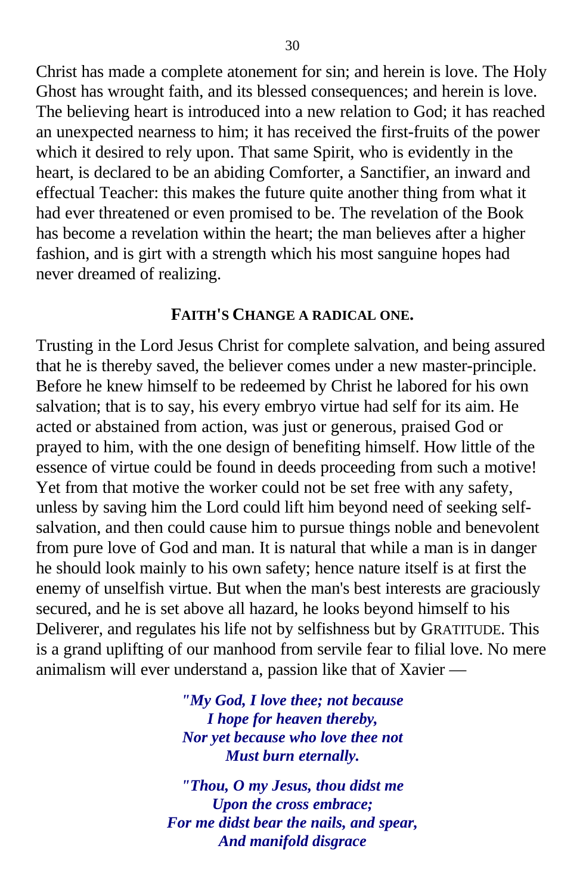Christ has made a complete atonement for sin; and herein is love. The Holy Ghost has wrought faith, and its blessed consequences; and herein is love. The believing heart is introduced into a new relation to God; it has reached an unexpected nearness to him; it has received the first-fruits of the power which it desired to rely upon. That same Spirit, who is evidently in the heart, is declared to be an abiding Comforter, a Sanctifier, an inward and effectual Teacher: this makes the future quite another thing from what it had ever threatened or even promised to be. The revelation of the Book has become a revelation within the heart; the man believes after a higher fashion, and is girt with a strength which his most sanguine hopes had never dreamed of realizing.

## FAITH'S CHANGE A RADICAL ONE.

Trusting in the Lord Jesus Christ for complete salvation, and being assured that he is thereby saved, the believer comes under a new master-principle. Before he knew himself to be redeemed by Christ he labored for his own salvation; that is to say, his every embryo virtue had self for its aim. He acted or abstained from action, was just or generous, praised God or prayed to him, with the one design of benefiting himself. How little of the essence of virtue could be found in deeds proceeding from such a motive! Yet from that motive the worker could not be set free with any safety, unless by saving him the Lord could lift him beyond need of seeking self-salvation, and then could cause him to pursue things noble and benevolent from pure love of God and man. It is natural that while a man is in danger he should look mainly to his own safety; hence nature itself is at first the enemy of unselfish virtue. But when the man's best interests are graciously secured, and he is set above all hazard, he looks beyond himself to his Deliverer, and regulates his life not by selfishness but by GRATITUDE. This is a grand uplifting of our manhood from servile fear to filial love. No mere animalism will ever understand a, passion like that of Xavier —

> ***"My God, I love thee; not because***
> ***I hope for heaven thereby,***
> ***Nor yet because who love thee not***
> ***Must burn eternally.***
>
> ***"Thou, O my Jesus, thou didst me***
> ***Upon the cross embrace;***
> ***For me didst bear the nails, and spear,***
> ***And manifold disgrace***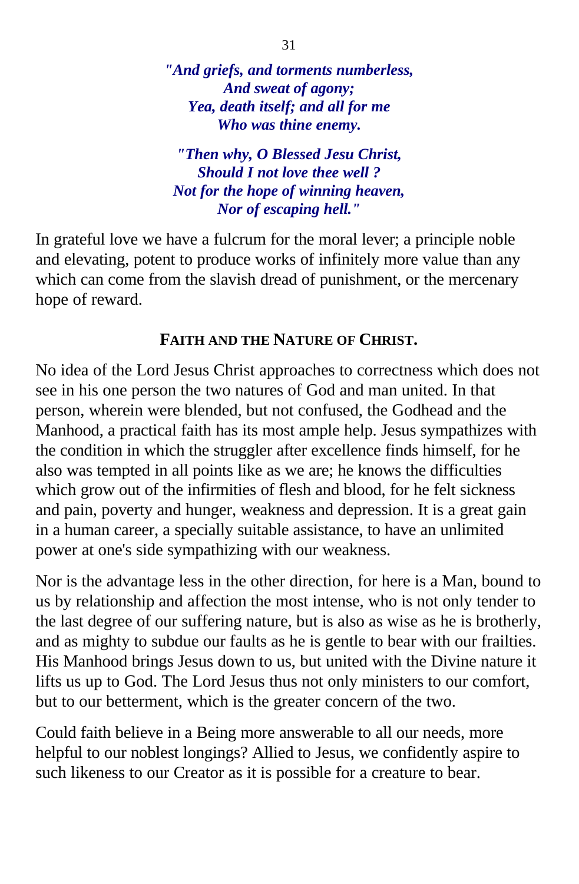*"And griefs, and torments numberless,*
*And sweat of agony;*
*Yea, death itself; and all for me*
*Who was thine enemy.*

*"Then why, O Blessed Jesu Christ,*
*Should I not love thee well ?*
*Not for the hope of winning heaven,*
*Nor of escaping hell."*

In grateful love we have a fulcrum for the moral lever; a principle noble and elevating, potent to produce works of infinitely more value than any which can come from the slavish dread of punishment, or the mercenary hope of reward.

### FAITH AND THE NATURE OF CHRIST.

No idea of the Lord Jesus Christ approaches to correctness which does not see in his one person the two natures of God and man united. In that person, wherein were blended, but not confused, the Godhead and the Manhood, a practical faith has its most ample help. Jesus sympathizes with the condition in which the struggler after excellence finds himself, for he also was tempted in all points like as we are; he knows the difficulties which grow out of the infirmities of flesh and blood, for he felt sickness and pain, poverty and hunger, weakness and depression. It is a great gain in a human career, a specially suitable assistance, to have an unlimited power at one's side sympathizing with our weakness.

Nor is the advantage less in the other direction, for here is a Man, bound to us by relationship and affection the most intense, who is not only tender to the last degree of our suffering nature, but is also as wise as he is brotherly, and as mighty to subdue our faults as he is gentle to bear with our frailties. His Manhood brings Jesus down to us, but united with the Divine nature it lifts us up to God. The Lord Jesus thus not only ministers to our comfort, but to our betterment, which is the greater concern of the two.

Could faith believe in a Being more answerable to all our needs, more helpful to our noblest longings? Allied to Jesus, we confidently aspire to such likeness to our Creator as it is possible for a creature to bear.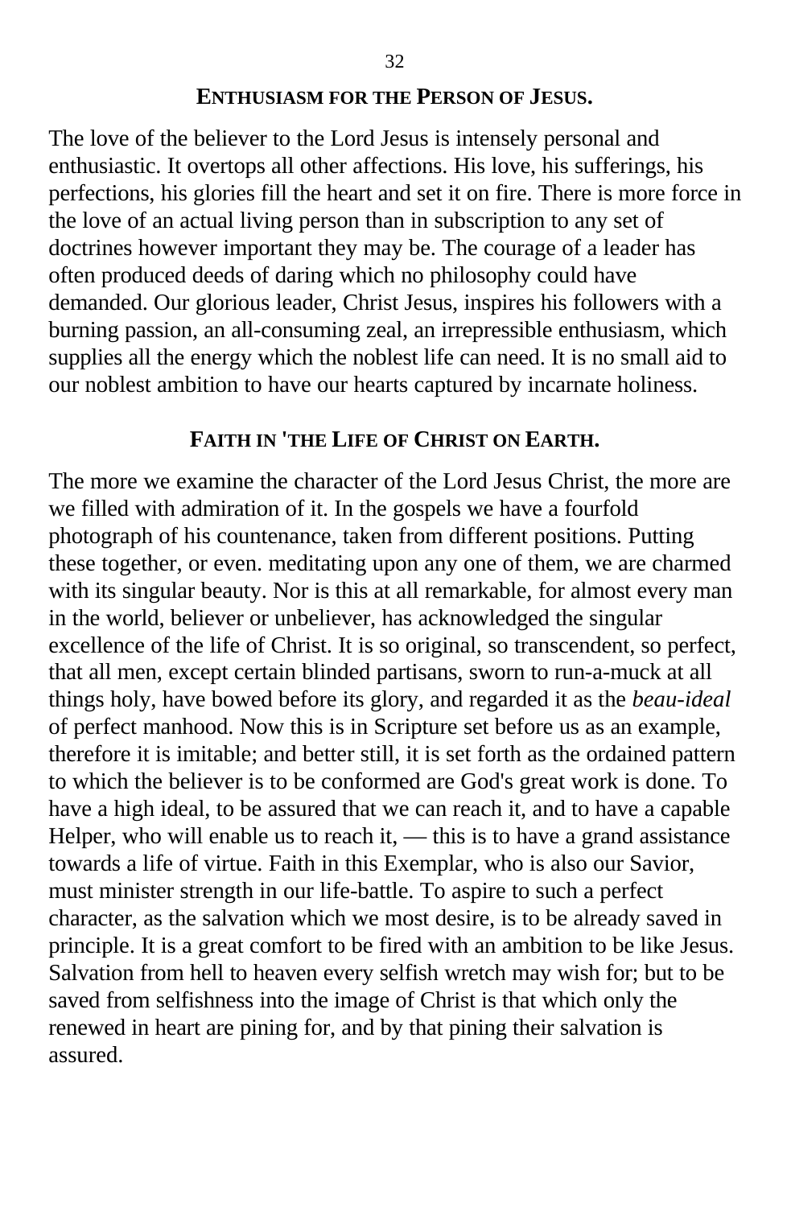## ENTHUSIASM FOR THE PERSON OF JESUS.

The love of the believer to the Lord Jesus is intensely personal and enthusiastic. It overtops all other affections. His love, his sufferings, his perfections, his glories fill the heart and set it on fire. There is more force in the love of an actual living person than in subscription to any set of doctrines however important they may be. The courage of a leader has often produced deeds of daring which no philosophy could have demanded. Our glorious leader, Christ Jesus, inspires his followers with a burning passion, an all-consuming zeal, an irrepressible enthusiasm, which supplies all the energy which the noblest life can need. It is no small aid to our noblest ambition to have our hearts captured by incarnate holiness.

## FAITH IN 'THE LIFE OF CHRIST ON EARTH.

The more we examine the character of the Lord Jesus Christ, the more are we filled with admiration of it. In the gospels we have a fourfold photograph of his countenance, taken from different positions. Putting these together, or even. meditating upon any one of them, we are charmed with its singular beauty. Nor is this at all remarkable, for almost every man in the world, believer or unbeliever, has acknowledged the singular excellence of the life of Christ. It is so original, so transcendent, so perfect, that all men, except certain blinded partisans, sworn to run-a-muck at all things holy, have bowed before its glory, and regarded it as the *beau-ideal* of perfect manhood. Now this is in Scripture set before us as an example, therefore it is imitable; and better still, it is set forth as the ordained pattern to which the believer is to be conformed are God's great work is done. To have a high ideal, to be assured that we can reach it, and to have a capable Helper, who will enable us to reach it, — this is to have a grand assistance towards a life of virtue. Faith in this Exemplar, who is also our Savior, must minister strength in our life-battle. To aspire to such a perfect character, as the salvation which we most desire, is to be already saved in principle. It is a great comfort to be fired with an ambition to be like Jesus. Salvation from hell to heaven every selfish wretch may wish for; but to be saved from selfishness into the image of Christ is that which only the renewed in heart are pining for, and by that pining their salvation is assured.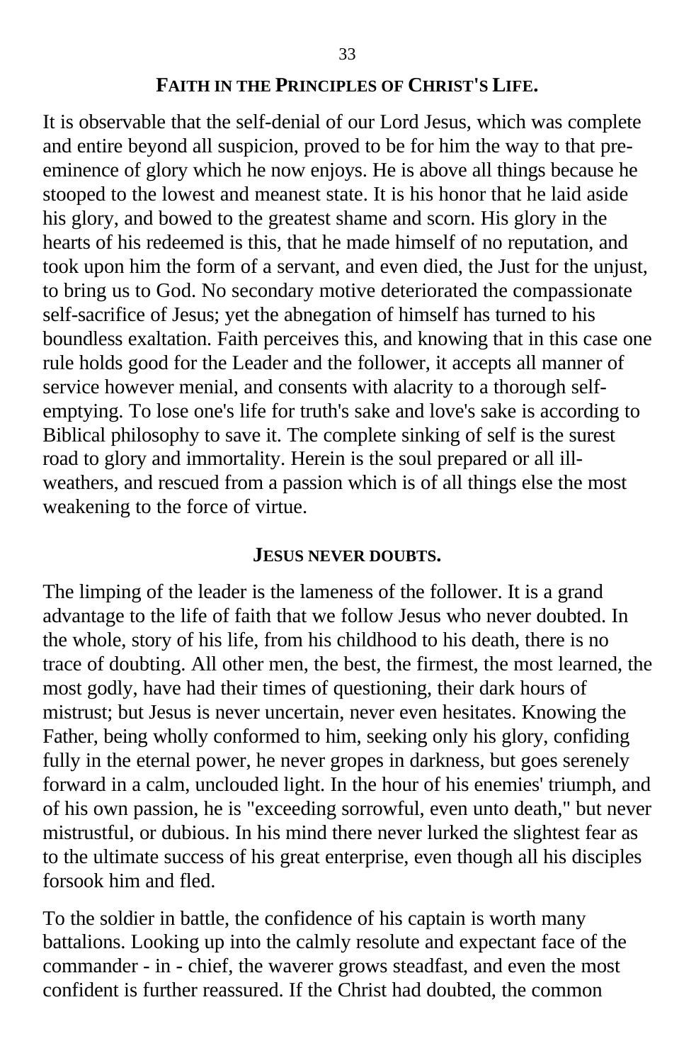## FAITH IN THE PRINCIPLES OF CHRIST'S LIFE.

It is observable that the self-denial of our Lord Jesus, which was complete and entire beyond all suspicion, proved to be for him the way to that pre-eminence of glory which he now enjoys. He is above all things because he stooped to the lowest and meanest state. It is his honor that he laid aside his glory, and bowed to the greatest shame and scorn. His glory in the hearts of his redeemed is this, that he made himself of no reputation, and took upon him the form of a servant, and even died, the Just for the unjust, to bring us to God. No secondary motive deteriorated the compassionate self-sacrifice of Jesus; yet the abnegation of himself has turned to his boundless exaltation. Faith perceives this, and knowing that in this case one rule holds good for the Leader and the follower, it accepts all manner of service however menial, and consents with alacrity to a thorough self-emptying. To lose one's life for truth's sake and love's sake is according to Biblical philosophy to save it. The complete sinking of self is the surest road to glory and immortality. Herein is the soul prepared or all ill-weathers, and rescued from a passion which is of all things else the most weakening to the force of virtue.

## JESUS NEVER DOUBTS.

The limping of the leader is the lameness of the follower. It is a grand advantage to the life of faith that we follow Jesus who never doubted. In the whole, story of his life, from his childhood to his death, there is no trace of doubting. All other men, the best, the firmest, the most learned, the most godly, have had their times of questioning, their dark hours of mistrust; but Jesus is never uncertain, never even hesitates. Knowing the Father, being wholly conformed to him, seeking only his glory, confiding fully in the eternal power, he never gropes in darkness, but goes serenely forward in a calm, unclouded light. In the hour of his enemies' triumph, and of his own passion, he is "exceeding sorrowful, even unto death," but never mistrustful, or dubious. In his mind there never lurked the slightest fear as to the ultimate success of his great enterprise, even though all his disciples forsook him and fled.

To the soldier in battle, the confidence of his captain is worth many battalions. Looking up into the calmly resolute and expectant face of the commander - in - chief, the waverer grows steadfast, and even the most confident is further reassured. If the Christ had doubted, the common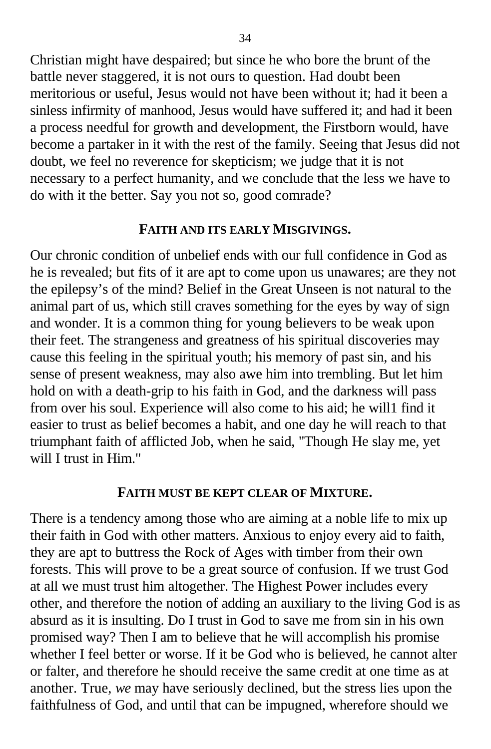Christian might have despaired; but since he who bore the brunt of the battle never staggered, it is not ours to question. Had doubt been meritorious or useful, Jesus would not have been without it; had it been a sinless infirmity of manhood, Jesus would have suffered it; and had it been a process needful for growth and development, the Firstborn would, have become a partaker in it with the rest of the family. Seeing that Jesus did not doubt, we feel no reverence for skepticism; we judge that it is not necessary to a perfect humanity, and we conclude that the less we have to do with it the better. Say you not so, good comrade?

### FAITH AND ITS EARLY MISGIVINGS.

Our chronic condition of unbelief ends with our full confidence in God as he is revealed; but fits of it are apt to come upon us unawares; are they not the epilepsy's of the mind? Belief in the Great Unseen is not natural to the animal part of us, which still craves something for the eyes by way of sign and wonder. It is a common thing for young believers to be weak upon their feet. The strangeness and greatness of his spiritual discoveries may cause this feeling in the spiritual youth; his memory of past sin, and his sense of present weakness, may also awe him into trembling. But let him hold on with a death-grip to his faith in God, and the darkness will pass from over his soul. Experience will also come to his aid; he will1 find it easier to trust as belief becomes a habit, and one day he will reach to that triumphant faith of afflicted Job, when he said, "Though He slay me, yet will I trust in Him."

### FAITH MUST BE KEPT CLEAR OF MIXTURE.

There is a tendency among those who are aiming at a noble life to mix up their faith in God with other matters. Anxious to enjoy every aid to faith, they are apt to buttress the Rock of Ages with timber from their own forests. This will prove to be a great source of confusion. If we trust God at all we must trust him altogether. The Highest Power includes every other, and therefore the notion of adding an auxiliary to the living God is as absurd as it is insulting. Do I trust in God to save me from sin in his own promised way? Then I am to believe that he will accomplish his promise whether I feel better or worse. If it be God who is believed, he cannot alter or falter, and therefore he should receive the same credit at one time as at another. True, *we* may have seriously declined, but the stress lies upon the faithfulness of God, and until that can be impugned, wherefore should we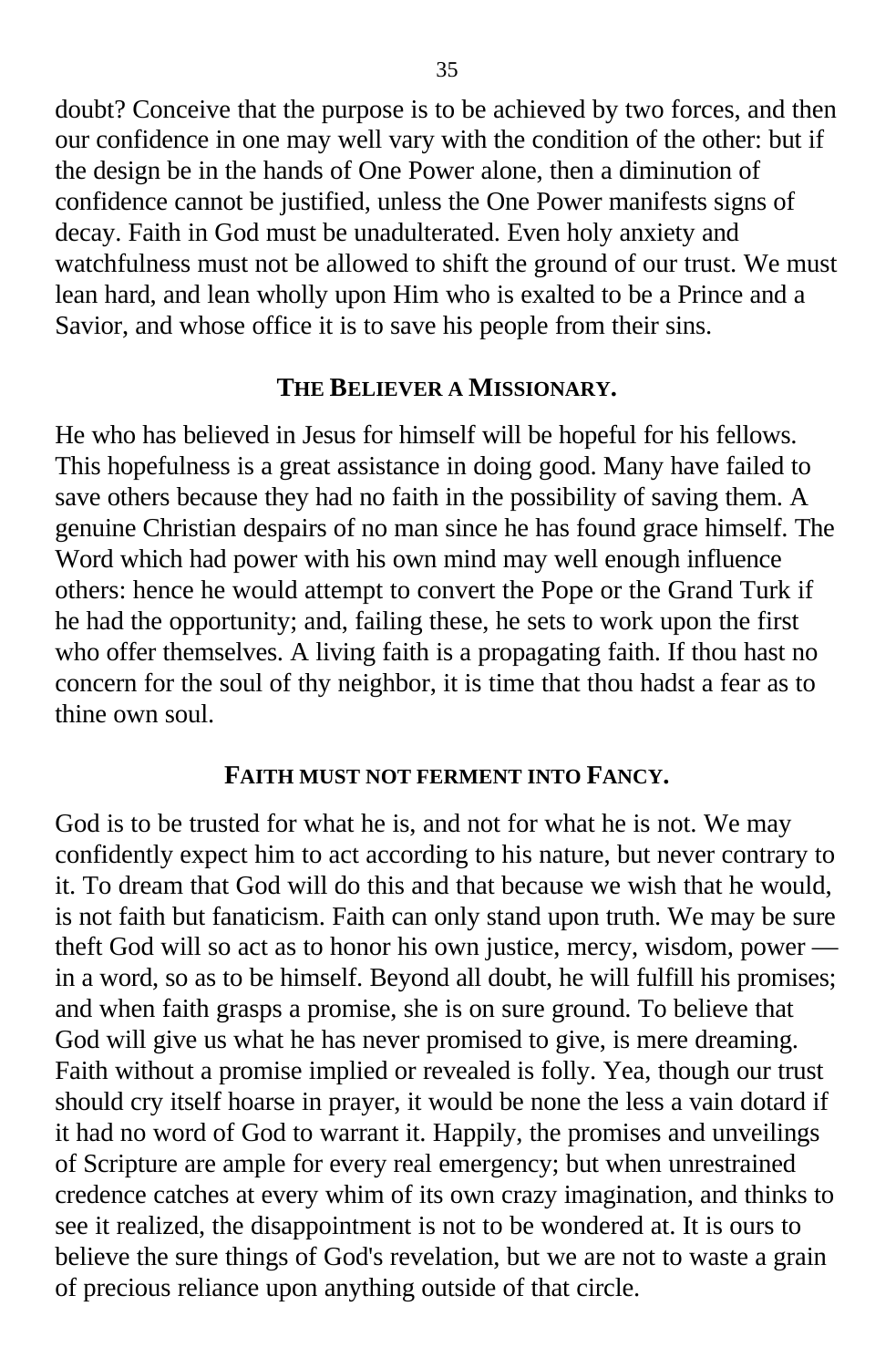doubt? Conceive that the purpose is to be achieved by two forces, and then our confidence in one may well vary with the condition of the other: but if the design be in the hands of One Power alone, then a diminution of confidence cannot be justified, unless the One Power manifests signs of decay. Faith in God must be unadulterated. Even holy anxiety and watchfulness must not be allowed to shift the ground of our trust. We must lean hard, and lean wholly upon Him who is exalted to be a Prince and a Savior, and whose office it is to save his people from their sins.

## THE BELIEVER A MISSIONARY.

He who has believed in Jesus for himself will be hopeful for his fellows. This hopefulness is a great assistance in doing good. Many have failed to save others because they had no faith in the possibility of saving them. A genuine Christian despairs of no man since he has found grace himself. The Word which had power with his own mind may well enough influence others: hence he would attempt to convert the Pope or the Grand Turk if he had the opportunity; and, failing these, he sets to work upon the first who offer themselves. A living faith is a propagating faith. If thou hast no concern for the soul of thy neighbor, it is time that thou hadst a fear as to thine own soul.

## FAITH MUST NOT FERMENT INTO FANCY.

God is to be trusted for what he is, and not for what he is not. We may confidently expect him to act according to his nature, but never contrary to it. To dream that God will do this and that because we wish that he would, is not faith but fanaticism. Faith can only stand upon truth. We may be sure theft God will so act as to honor his own justice, mercy, wisdom, power — in a word, so as to be himself. Beyond all doubt, he will fulfill his promises; and when faith grasps a promise, she is on sure ground. To believe that God will give us what he has never promised to give, is mere dreaming. Faith without a promise implied or revealed is folly. Yea, though our trust should cry itself hoarse in prayer, it would be none the less a vain dotard if it had no word of God to warrant it. Happily, the promises and unveilings of Scripture are ample for every real emergency; but when unrestrained credence catches at every whim of its own crazy imagination, and thinks to see it realized, the disappointment is not to be wondered at. It is ours to believe the sure things of God's revelation, but we are not to waste a grain of precious reliance upon anything outside of that circle.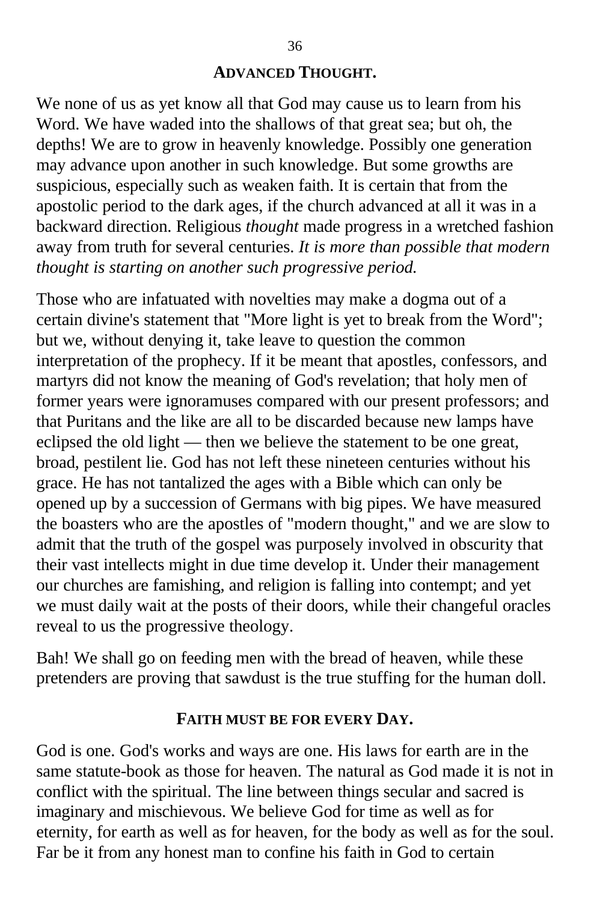## ADVANCED THOUGHT.

We none of us as yet know all that God may cause us to learn from his Word. We have waded into the shallows of that great sea; but oh, the depths! We are to grow in heavenly knowledge. Possibly one generation may advance upon another in such knowledge. But some growths are suspicious, especially such as weaken faith. It is certain that from the apostolic period to the dark ages, if the church advanced at all it was in a backward direction. Religious *thought* made progress in a wretched fashion away from truth for several centuries. *It is more than possible that modern thought is starting on another such progressive period.*

Those who are infatuated with novelties may make a dogma out of a certain divine's statement that "More light is yet to break from the Word"; but we, without denying it, take leave to question the common interpretation of the prophecy. If it be meant that apostles, confessors, and martyrs did not know the meaning of God's revelation; that holy men of former years were ignoramuses compared with our present professors; and that Puritans and the like are all to be discarded because new lamps have eclipsed the old light — then we believe the statement to be one great, broad, pestilent lie. God has not left these nineteen centuries without his grace. He has not tantalized the ages with a Bible which can only be opened up by a succession of Germans with big pipes. We have measured the boasters who are the apostles of "modern thought," and we are slow to admit that the truth of the gospel was purposely involved in obscurity that their vast intellects might in due time develop it. Under their management our churches are famishing, and religion is falling into contempt; and yet we must daily wait at the posts of their doors, while their changeful oracles reveal to us the progressive theology.

Bah! We shall go on feeding men with the bread of heaven, while these pretenders are proving that sawdust is the true stuffing for the human doll.

## FAITH MUST BE FOR EVERY DAY.

God is one. God's works and ways are one. His laws for earth are in the same statute-book as those for heaven. The natural as God made it is not in conflict with the spiritual. The line between things secular and sacred is imaginary and mischievous. We believe God for time as well as for eternity, for earth as well as for heaven, for the body as well as for the soul. Far be it from any honest man to confine his faith in God to certain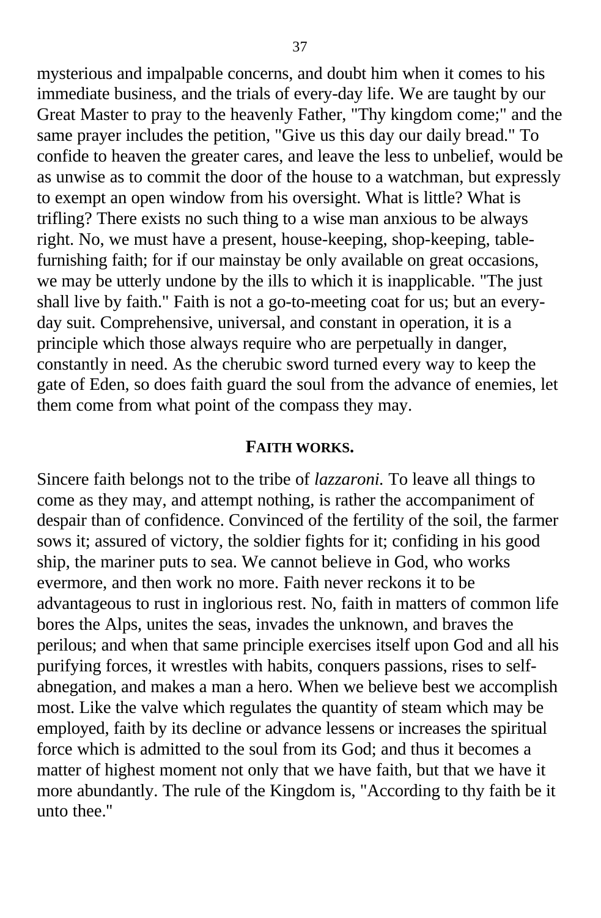mysterious and impalpable concerns, and doubt him when it comes to his immediate business, and the trials of every-day life. We are taught by our Great Master to pray to the heavenly Father, "Thy kingdom come;" and the same prayer includes the petition, "Give us this day our daily bread." To confide to heaven the greater cares, and leave the less to unbelief, would be as unwise as to commit the door of the house to a watchman, but expressly to exempt an open window from his oversight. What is little? What is trifling? There exists no such thing to a wise man anxious to be always right. No, we must have a present, house-keeping, shop-keeping, table-furnishing faith; for if our mainstay be only available on great occasions, we may be utterly undone by the ills to which it is inapplicable. "The just shall live by faith." Faith is not a go-to-meeting coat for us; but an every-day suit. Comprehensive, universal, and constant in operation, it is a principle which those always require who are perpetually in danger, constantly in need. As the cherubic sword turned every way to keep the gate of Eden, so does faith guard the soul from the advance of enemies, let them come from what point of the compass they may.

## FAITH WORKS.

Sincere faith belongs not to the tribe of *lazzaroni.* To leave all things to come as they may, and attempt nothing, is rather the accompaniment of despair than of confidence. Convinced of the fertility of the soil, the farmer sows it; assured of victory, the soldier fights for it; confiding in his good ship, the mariner puts to sea. We cannot believe in God, who works evermore, and then work no more. Faith never reckons it to be advantageous to rust in inglorious rest. No, faith in matters of common life bores the Alps, unites the seas, invades the unknown, and braves the perilous; and when that same principle exercises itself upon God and all his purifying forces, it wrestles with habits, conquers passions, rises to self-abnegation, and makes a man a hero. When we believe best we accomplish most. Like the valve which regulates the quantity of steam which may be employed, faith by its decline or advance lessens or increases the spiritual force which is admitted to the soul from its God; and thus it becomes a matter of highest moment not only that we have faith, but that we have it more abundantly. The rule of the Kingdom is, "According to thy faith be it unto thee."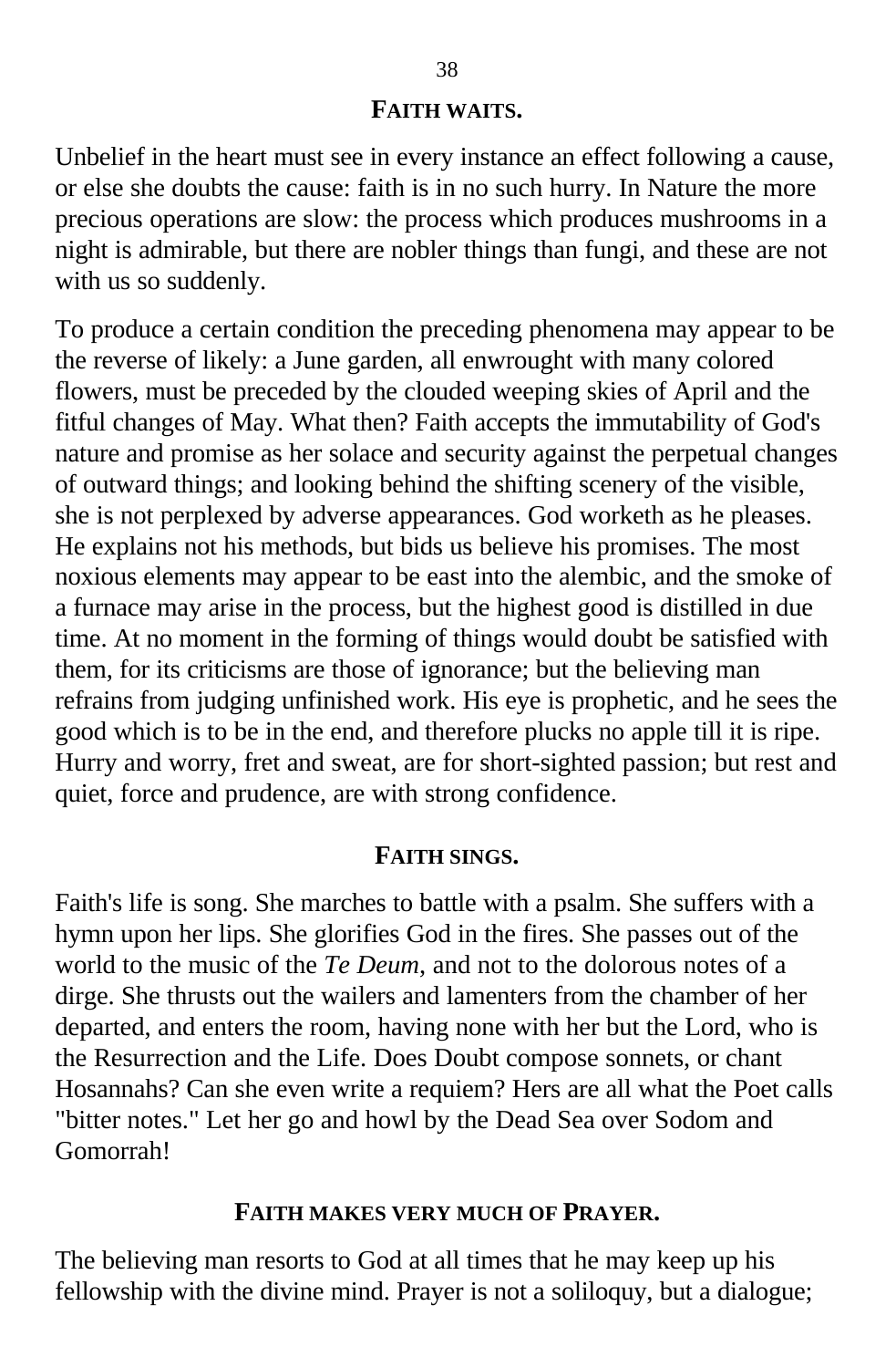## FAITH WAITS.

Unbelief in the heart must see in every instance an effect following a cause, or else she doubts the cause: faith is in no such hurry. In Nature the more precious operations are slow: the process which produces mushrooms in a night is admirable, but there are nobler things than fungi, and these are not with us so suddenly.

To produce a certain condition the preceding phenomena may appear to be the reverse of likely: a June garden, all enwrought with many colored flowers, must be preceded by the clouded weeping skies of April and the fitful changes of May. What then? Faith accepts the immutability of God's nature and promise as her solace and security against the perpetual changes of outward things; and looking behind the shifting scenery of the visible, she is not perplexed by adverse appearances. God worketh as he pleases. He explains not his methods, but bids us believe his promises. The most noxious elements may appear to be east into the alembic, and the smoke of a furnace may arise in the process, but the highest good is distilled in due time. At no moment in the forming of things would doubt be satisfied with them, for its criticisms are those of ignorance; but the believing man refrains from judging unfinished work. His eye is prophetic, and he sees the good which is to be in the end, and therefore plucks no apple till it is ripe. Hurry and worry, fret and sweat, are for short-sighted passion; but rest and quiet, force and prudence, are with strong confidence.

## FAITH SINGS.

Faith's life is song. She marches to battle with a psalm. She suffers with a hymn upon her lips. She glorifies God in the fires. She passes out of the world to the music of the *Te Deum*, and not to the dolorous notes of a dirge. She thrusts out the wailers and lamenters from the chamber of her departed, and enters the room, having none with her but the Lord, who is the Resurrection and the Life. Does Doubt compose sonnets, or chant Hosannahs? Can she even write a requiem? Hers are all what the Poet calls "bitter notes." Let her go and howl by the Dead Sea over Sodom and Gomorrah!

## FAITH MAKES VERY MUCH OF PRAYER.

The believing man resorts to God at all times that he may keep up his fellowship with the divine mind. Prayer is not a soliloquy, but a dialogue;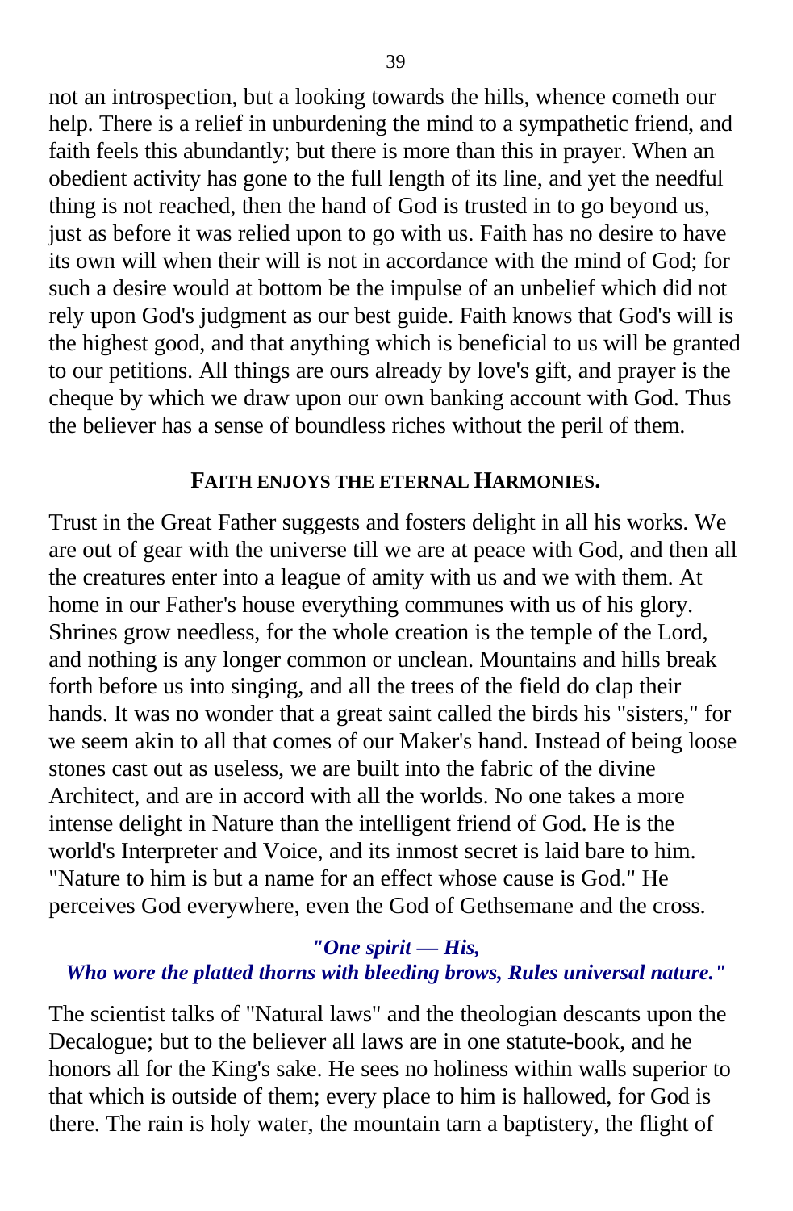not an introspection, but a looking towards the hills, whence cometh our help. There is a relief in unburdening the mind to a sympathetic friend, and faith feels this abundantly; but there is more than this in prayer. When an obedient activity has gone to the full length of its line, and yet the needful thing is not reached, then the hand of God is trusted in to go beyond us, just as before it was relied upon to go with us. Faith has no desire to have its own will when their will is not in accordance with the mind of God; for such a desire would at bottom be the impulse of an unbelief which did not rely upon God's judgment as our best guide. Faith knows that God's will is the highest good, and that anything which is beneficial to us will be granted to our petitions. All things are ours already by love's gift, and prayer is the cheque by which we draw upon our own banking account with God. Thus the believer has a sense of boundless riches without the peril of them.

### FAITH ENJOYS THE ETERNAL HARMONIES.

Trust in the Great Father suggests and fosters delight in all his works. We are out of gear with the universe till we are at peace with God, and then all the creatures enter into a league of amity with us and we with them. At home in our Father's house everything communes with us of his glory. Shrines grow needless, for the whole creation is the temple of the Lord, and nothing is any longer common or unclean. Mountains and hills break forth before us into singing, and all the trees of the field do clap their hands. It was no wonder that a great saint called the birds his "sisters," for we seem akin to all that comes of our Maker's hand. Instead of being loose stones cast out as useless, we are built into the fabric of the divine Architect, and are in accord with all the worlds. No one takes a more intense delight in Nature than the intelligent friend of God. He is the world's Interpreter and Voice, and its inmost secret is laid bare to him. "Nature to him is but a name for an effect whose cause is God." He perceives God everywhere, even the God of Gethsemane and the cross.

***"One spirit — His,***
***Who wore the platted thorns with bleeding brows, Rules universal nature."***

The scientist talks of "Natural laws" and the theologian descants upon the Decalogue; but to the believer all laws are in one statute-book, and he honors all for the King's sake. He sees no holiness within walls superior to that which is outside of them; every place to him is hallowed, for God is there. The rain is holy water, the mountain tarn a baptistery, the flight of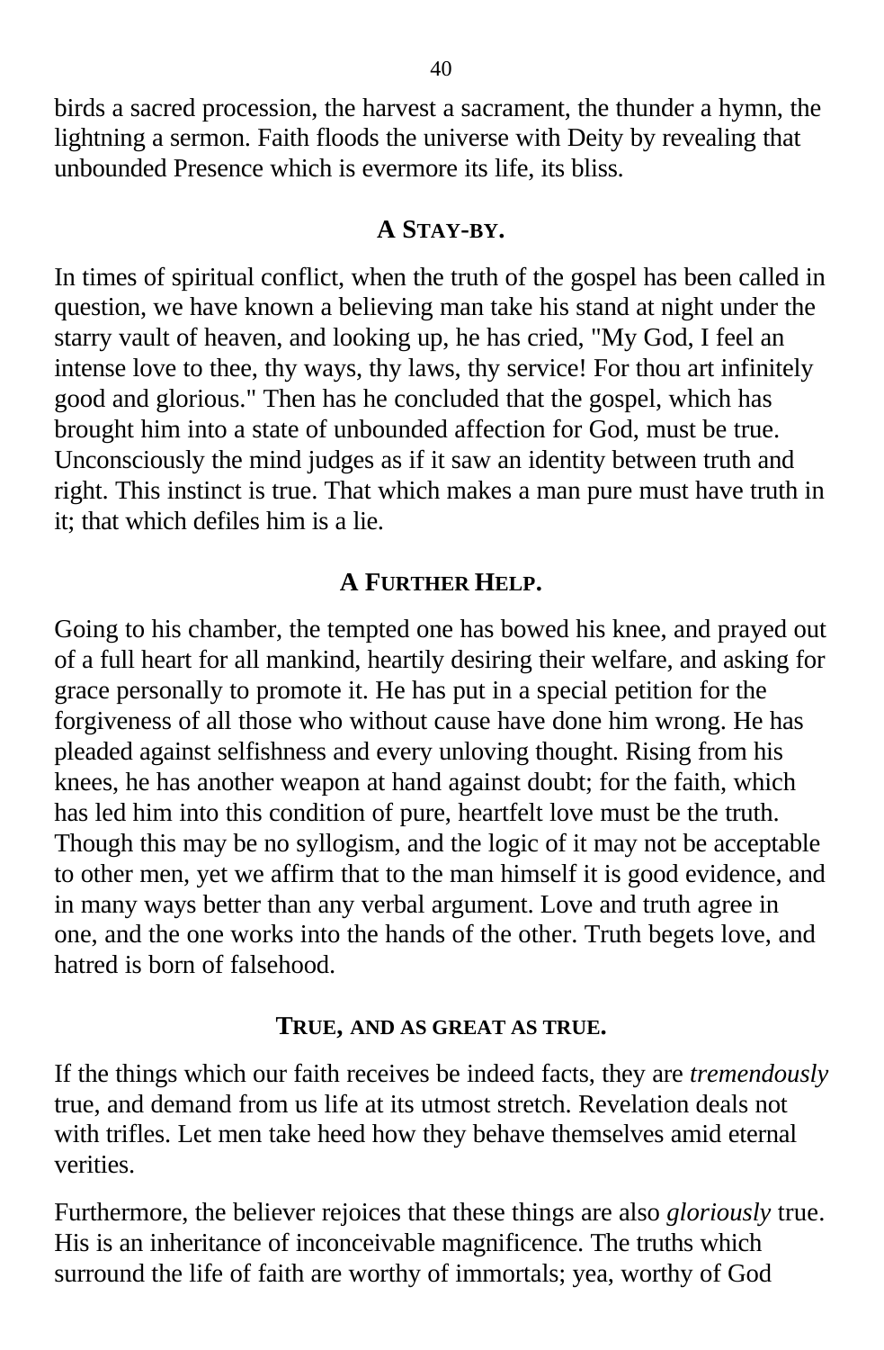birds a sacred procession, the harvest a sacrament, the thunder a hymn, the lightning a sermon. Faith floods the universe with Deity by revealing that unbounded Presence which is evermore its life, its bliss.

### A STAY-BY.

In times of spiritual conflict, when the truth of the gospel has been called in question, we have known a believing man take his stand at night under the starry vault of heaven, and looking up, he has cried, "My God, I feel an intense love to thee, thy ways, thy laws, thy service! For thou art infinitely good and glorious." Then has he concluded that the gospel, which has brought him into a state of unbounded affection for God, must be true. Unconsciously the mind judges as if it saw an identity between truth and right. This instinct is true. That which makes a man pure must have truth in it; that which defiles him is a lie.

### A FURTHER HELP.

Going to his chamber, the tempted one has bowed his knee, and prayed out of a full heart for all mankind, heartily desiring their welfare, and asking for grace personally to promote it. He has put in a special petition for the forgiveness of all those who without cause have done him wrong. He has pleaded against selfishness and every unloving thought. Rising from his knees, he has another weapon at hand against doubt; for the faith, which has led him into this condition of pure, heartfelt love must be the truth. Though this may be no syllogism, and the logic of it may not be acceptable to other men, yet we affirm that to the man himself it is good evidence, and in many ways better than any verbal argument. Love and truth agree in one, and the one works into the hands of the other. Truth begets love, and hatred is born of falsehood.

### TRUE, AND AS GREAT AS TRUE.

If the things which our faith receives be indeed facts, they are *tremendously* true, and demand from us life at its utmost stretch. Revelation deals not with trifles. Let men take heed how they behave themselves amid eternal verities.

Furthermore, the believer rejoices that these things are also *gloriously* true. His is an inheritance of inconceivable magnificence. The truths which surround the life of faith are worthy of immortals; yea, worthy of God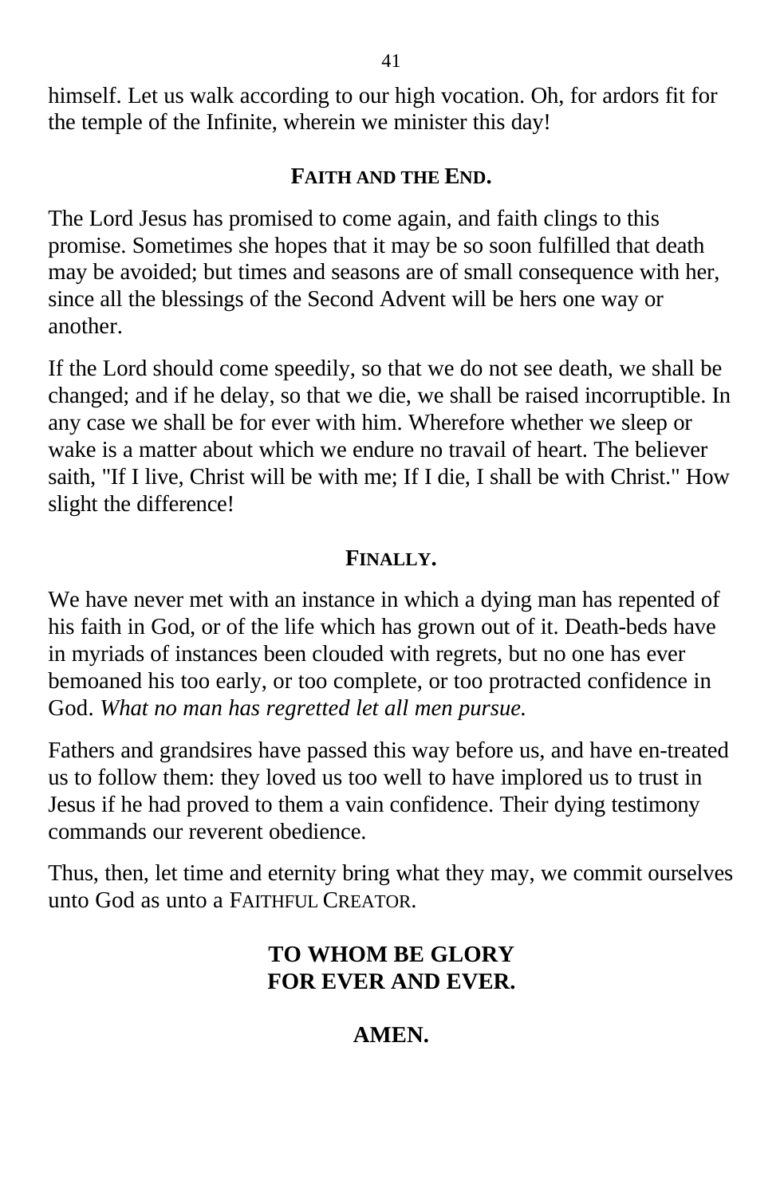himself. Let us walk according to our high vocation. Oh, for ardors fit for the temple of the Infinite, wherein we minister this day!

### FAITH AND THE END.

The Lord Jesus has promised to come again, and faith clings to this promise. Sometimes she hopes that it may be so soon fulfilled that death may be avoided; but times and seasons are of small consequence with her, since all the blessings of the Second Advent will be hers one way or another.

If the Lord should come speedily, so that we do not see death, we shall be changed; and if he delay, so that we die, we shall be raised incorruptible. In any case we shall be for ever with him. Wherefore whether we sleep or wake is a matter about which we endure no travail of heart. The believer saith, "If I live, Christ will be with me; If I die, I shall be with Christ." How slight the difference!

### FINALLY.

We have never met with an instance in which a dying man has repented of his faith in God, or of the life which has grown out of it. Death-beds have in myriads of instances been clouded with regrets, but no one has ever bemoaned his too early, or too complete, or too protracted confidence in God. *What no man has regretted let all men pursue.*

Fathers and grandsires have passed this way before us, and have en-treated us to follow them: they loved us too well to have implored us to trust in Jesus if he had proved to them a vain confidence. Their dying testimony commands our reverent obedience.

Thus, then, let time and eternity bring what they may, we commit ourselves unto God as unto a FAITHFUL CREATOR.

**TO WHOM BE GLORY**
**FOR EVER AND EVER.**

**AMEN.**